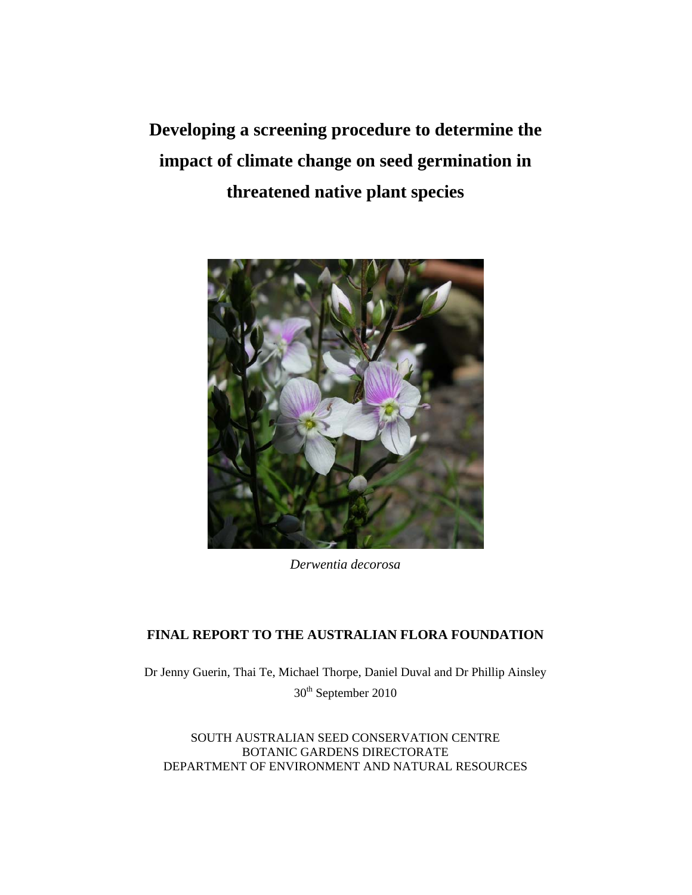# Developing a screening procedure to determine the impact of climate change on seed germination in threatened native plant species

*Derwentia decorosa*

**FINAL REPORT TO THE AUSTRALIAN FLORA FOUNDATION**

Dr Jenny Guerin, Thai Te, Michael Thorpe, Daniel Duval and Dr Phillip Ainsley

30th September 2010

SOUTH AUSTRALIAN SEED CONSERVATION CENTRE
BOTANIC GARDENS DIRECTORATE
DEPARTMENT OF ENVIRONMENT AND NATURAL RESOURCES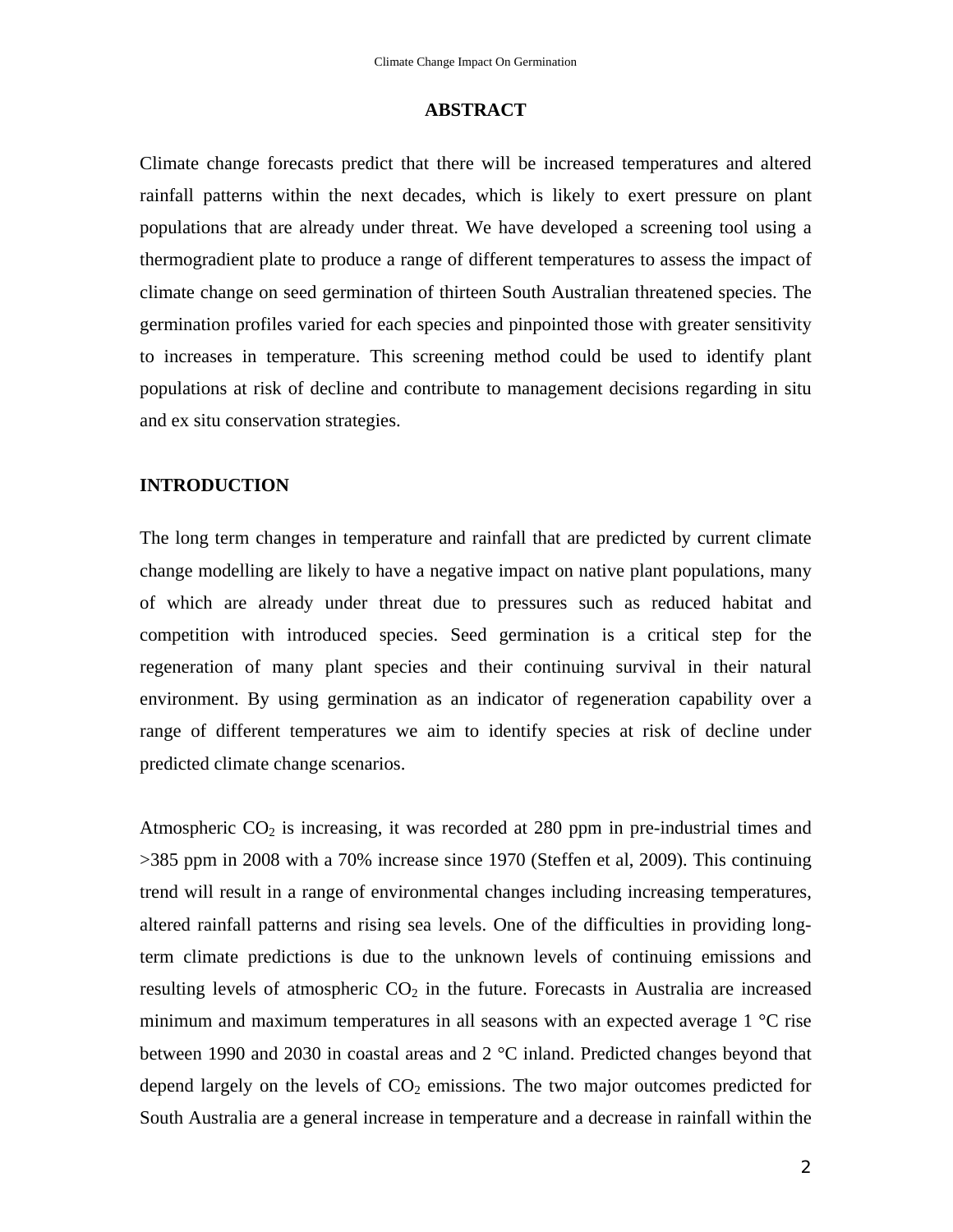## ABSTRACT

Climate change forecasts predict that there will be increased temperatures and altered rainfall patterns within the next decades, which is likely to exert pressure on plant populations that are already under threat. We have developed a screening tool using a thermogradient plate to produce a range of different temperatures to assess the impact of climate change on seed germination of thirteen South Australian threatened species. The germination profiles varied for each species and pinpointed those with greater sensitivity to increases in temperature. This screening method could be used to identify plant populations at risk of decline and contribute to management decisions regarding in situ and ex situ conservation strategies.

## INTRODUCTION

The long term changes in temperature and rainfall that are predicted by current climate change modelling are likely to have a negative impact on native plant populations, many of which are already under threat due to pressures such as reduced habitat and competition with introduced species. Seed germination is a critical step for the regeneration of many plant species and their continuing survival in their natural environment. By using germination as an indicator of regeneration capability over a range of different temperatures we aim to identify species at risk of decline under predicted climate change scenarios.

Atmospheric $CO_2$ is increasing, it was recorded at 280 ppm in pre-industrial times and >385 ppm in 2008 with a 70% increase since 1970 (Steffen et al, 2009). This continuing trend will result in a range of environmental changes including increasing temperatures, altered rainfall patterns and rising sea levels. One of the difficulties in providing long-term climate predictions is due to the unknown levels of continuing emissions and resulting levels of atmospheric $CO_2$ in the future. Forecasts in Australia are increased minimum and maximum temperatures in all seasons with an expected average 1 °C rise between 1990 and 2030 in coastal areas and 2 °C inland. Predicted changes beyond that depend largely on the levels of $CO_2$ emissions. The two major outcomes predicted for South Australia are a general increase in temperature and a decrease in rainfall within the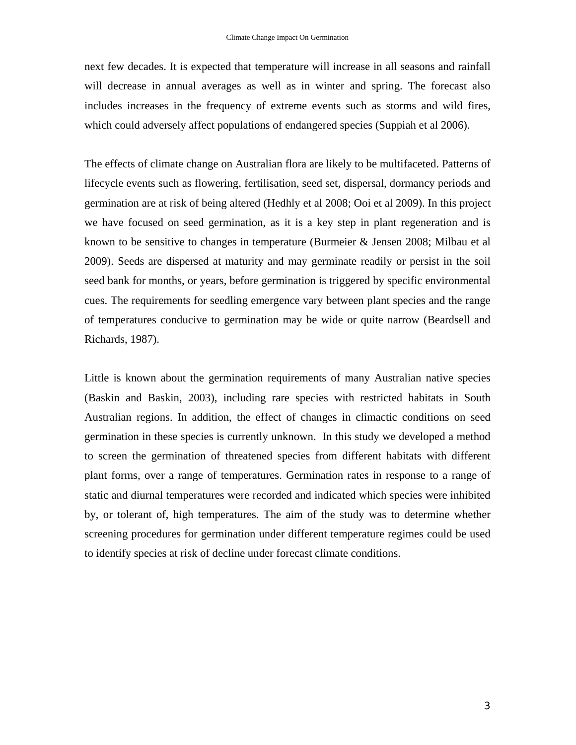next few decades. It is expected that temperature will increase in all seasons and rainfall will decrease in annual averages as well as in winter and spring. The forecast also includes increases in the frequency of extreme events such as storms and wild fires, which could adversely affect populations of endangered species (Suppiah et al 2006).

The effects of climate change on Australian flora are likely to be multifaceted. Patterns of lifecycle events such as flowering, fertilisation, seed set, dispersal, dormancy periods and germination are at risk of being altered (Hedhly et al 2008; Ooi et al 2009). In this project we have focused on seed germination, as it is a key step in plant regeneration and is known to be sensitive to changes in temperature (Burmeier & Jensen 2008; Milbau et al 2009). Seeds are dispersed at maturity and may germinate readily or persist in the soil seed bank for months, or years, before germination is triggered by specific environmental cues. The requirements for seedling emergence vary between plant species and the range of temperatures conducive to germination may be wide or quite narrow (Beardsell and Richards, 1987).

Little is known about the germination requirements of many Australian native species (Baskin and Baskin, 2003), including rare species with restricted habitats in South Australian regions. In addition, the effect of changes in climactic conditions on seed germination in these species is currently unknown. In this study we developed a method to screen the germination of threatened species from different habitats with different plant forms, over a range of temperatures. Germination rates in response to a range of static and diurnal temperatures were recorded and indicated which species were inhibited by, or tolerant of, high temperatures. The aim of the study was to determine whether screening procedures for germination under different temperature regimes could be used to identify species at risk of decline under forecast climate conditions.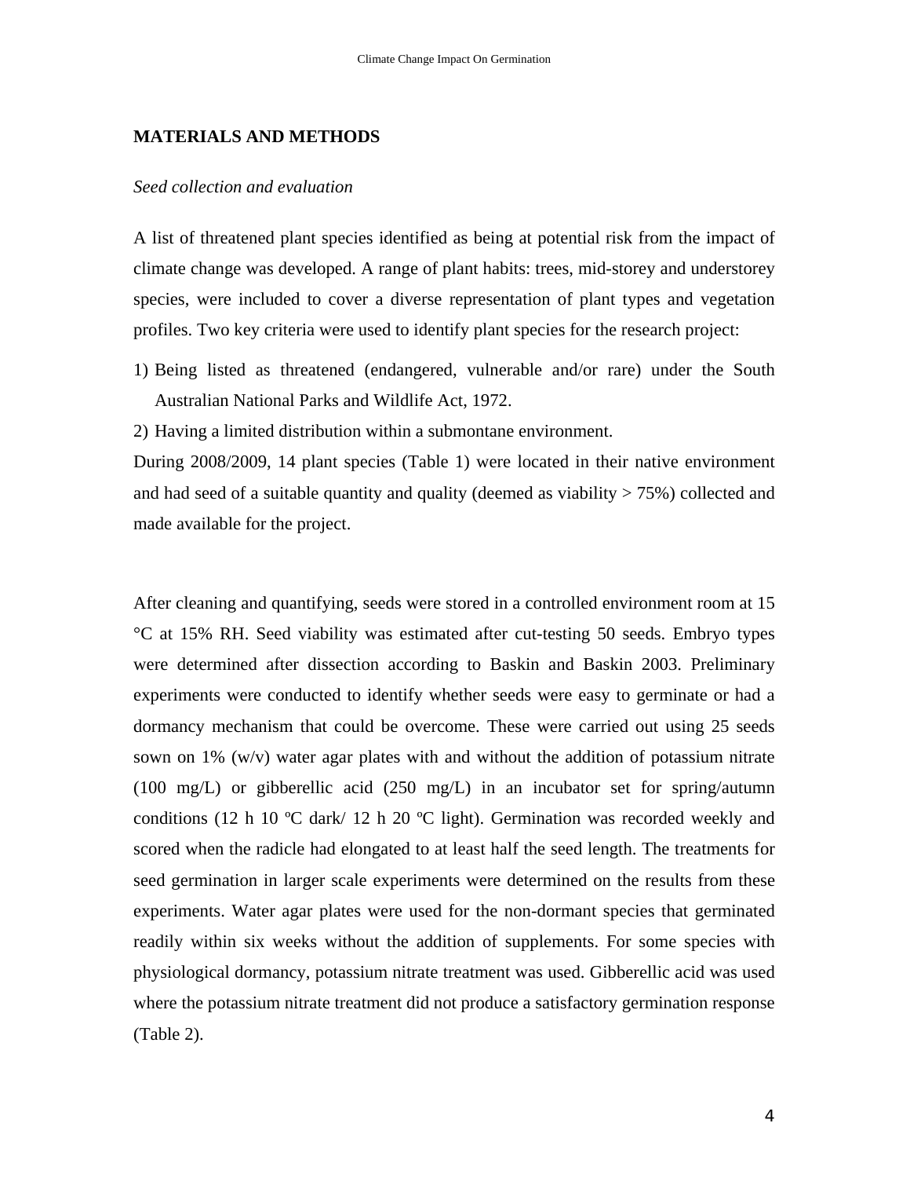## MATERIALS AND METHODS

### *Seed collection and evaluation*

A list of threatened plant species identified as being at potential risk from the impact of climate change was developed. A range of plant habits: trees, mid-storey and understorey species, were included to cover a diverse representation of plant types and vegetation profiles. Two key criteria were used to identify plant species for the research project:

1) Being listed as threatened (endangered, vulnerable and/or rare) under the South Australian National Parks and Wildlife Act, 1972.
2) Having a limited distribution within a submontane environment.

During 2008/2009, 14 plant species (Table 1) were located in their native environment and had seed of a suitable quantity and quality (deemed as viability > 75%) collected and made available for the project.

After cleaning and quantifying, seeds were stored in a controlled environment room at 15 °C at 15% RH. Seed viability was estimated after cut-testing 50 seeds. Embryo types were determined after dissection according to Baskin and Baskin 2003. Preliminary experiments were conducted to identify whether seeds were easy to germinate or had a dormancy mechanism that could be overcome. These were carried out using 25 seeds sown on 1% (w/v) water agar plates with and without the addition of potassium nitrate (100 mg/L) or gibberellic acid (250 mg/L) in an incubator set for spring/autumn conditions (12 h 10 ºC dark/ 12 h 20 ºC light). Germination was recorded weekly and scored when the radicle had elongated to at least half the seed length. The treatments for seed germination in larger scale experiments were determined on the results from these experiments. Water agar plates were used for the non-dormant species that germinated readily within six weeks without the addition of supplements. For some species with physiological dormancy, potassium nitrate treatment was used. Gibberellic acid was used where the potassium nitrate treatment did not produce a satisfactory germination response (Table 2).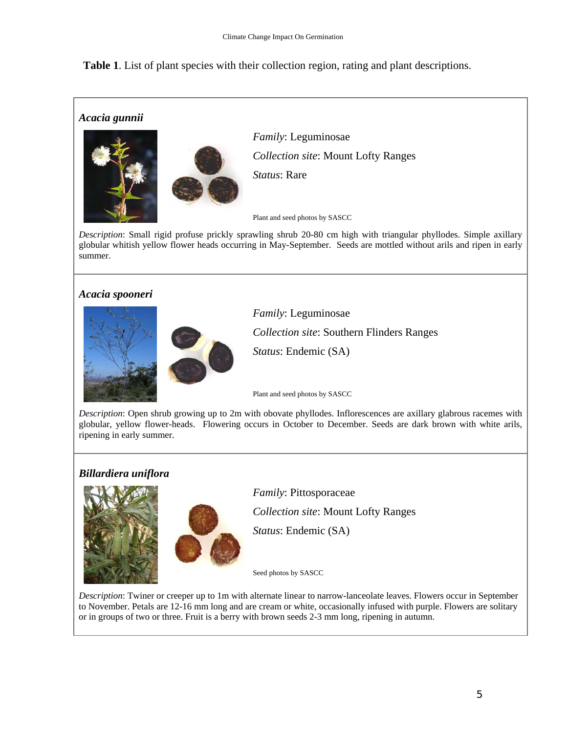**Table 1**. List of plant species with their collection region, rating and plant descriptions.

### *Acacia gunnii*

*Family*: Leguminosae

*Collection site*: Mount Lofty Ranges

*Status*: Rare

Plant and seed photos by SASCC

*Description*: Small rigid profuse prickly sprawling shrub 20-80 cm high with triangular phyllodes. Simple axillary globular whitish yellow flower heads occurring in May-September. Seeds are mottled without arils and ripen in early summer.

### *Acacia spooneri*

*Family*: Leguminosae

*Collection site*: Southern Flinders Ranges

*Status*: Endemic (SA)

Plant and seed photos by SASCC

*Description*: Open shrub growing up to 2m with obovate phyllodes. Inflorescences are axillary glabrous racemes with globular, yellow flower-heads. Flowering occurs in October to December. Seeds are dark brown with white arils, ripening in early summer.

### *Billardiera uniflora*

*Family*: Pittosporaceae

*Collection site*: Mount Lofty Ranges

*Status*: Endemic (SA)

Seed photos by SASCC

*Description*: Twiner or creeper up to 1m with alternate linear to narrow-lanceolate leaves. Flowers occur in September to November. Petals are 12-16 mm long and are cream or white, occasionally infused with purple. Flowers are solitary or in groups of two or three. Fruit is a berry with brown seeds 2-3 mm long, ripening in autumn.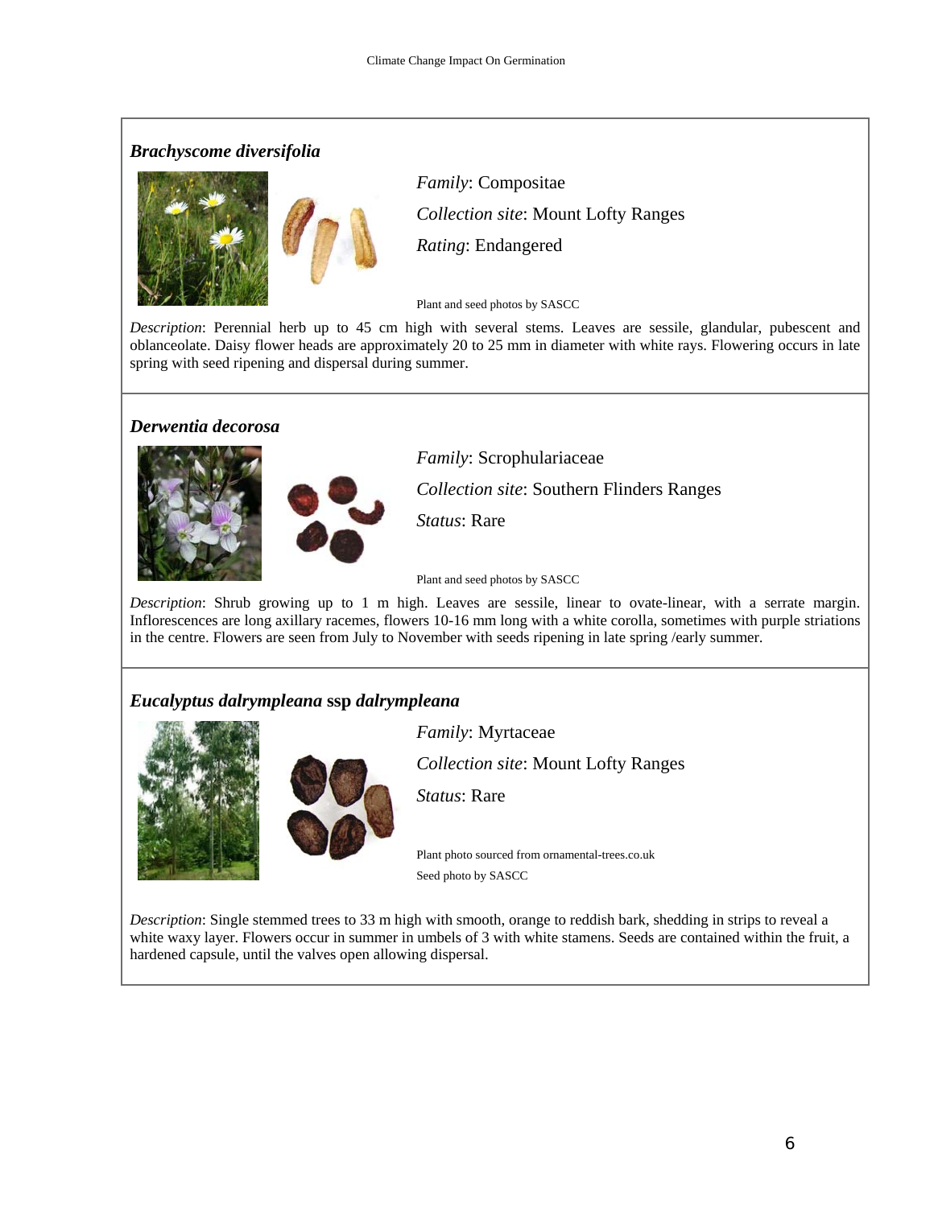### *Brachyscome diversifolia*

*Family*: Compositae

*Collection site*: Mount Lofty Ranges

*Rating*: Endangered

Plant and seed photos by SASCC

*Description*: Perennial herb up to 45 cm high with several stems. Leaves are sessile, glandular, pubescent and oblanceolate. Daisy flower heads are approximately 20 to 25 mm in diameter with white rays. Flowering occurs in late spring with seed ripening and dispersal during summer.

### *Derwentia decorosa*

*Family*: Scrophulariaceae

*Collection site*: Southern Flinders Ranges

*Status*: Rare

Plant and seed photos by SASCC

*Description*: Shrub growing up to 1 m high. Leaves are sessile, linear to ovate-linear, with a serrate margin. Inflorescences are long axillary racemes, flowers 10-16 mm long with a white corolla, sometimes with purple striations in the centre. Flowers are seen from July to November with seeds ripening in late spring /early summer.

### *Eucalyptus dalrympleana* ssp *dalrympleana*

*Family*: Myrtaceae

*Collection site*: Mount Lofty Ranges

*Status*: Rare

Plant photo sourced from ornamental-trees.co.uk

Seed photo by SASCC

*Description*: Single stemmed trees to 33 m high with smooth, orange to reddish bark, shedding in strips to reveal a white waxy layer. Flowers occur in summer in umbels of 3 with white stamens. Seeds are contained within the fruit, a hardened capsule, until the valves open allowing dispersal.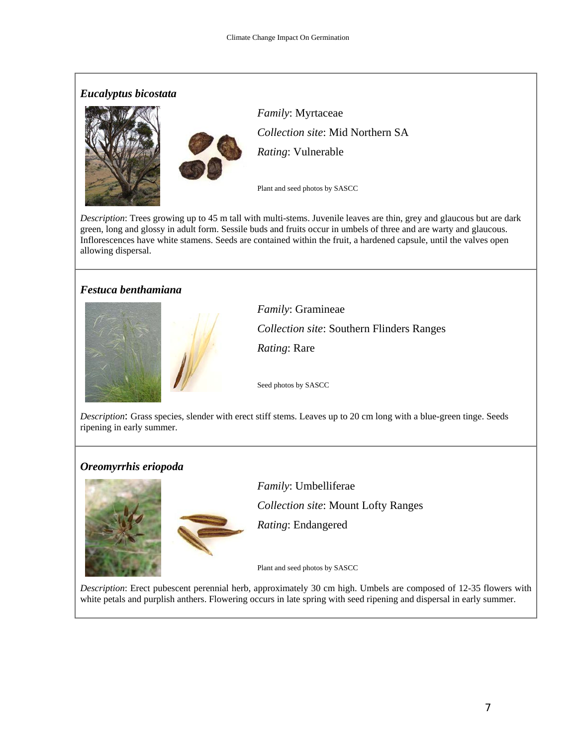### *Eucalyptus bicostata*

*Family*: Myrtaceae

*Collection site*: Mid Northern SA

*Rating*: Vulnerable

Plant and seed photos by SASCC

*Description*: Trees growing up to 45 m tall with multi-stems. Juvenile leaves are thin, grey and glaucous but are dark green, long and glossy in adult form. Sessile buds and fruits occur in umbels of three and are warty and glaucous. Inflorescences have white stamens. Seeds are contained within the fruit, a hardened capsule, until the valves open allowing dispersal.

### *Festuca benthamiana*

*Family*: Gramineae

*Collection site*: Southern Flinders Ranges

*Rating*: Rare

Seed photos by SASCC

*Description*: Grass species, slender with erect stiff stems. Leaves up to 20 cm long with a blue-green tinge. Seeds ripening in early summer.

### *Oreomyrrhis eriopoda*

*Family*: Umbelliferae

*Collection site*: Mount Lofty Ranges

*Rating*: Endangered

Plant and seed photos by SASCC

*Description*: Erect pubescent perennial herb, approximately 30 cm high. Umbels are composed of 12-35 flowers with white petals and purplish anthers. Flowering occurs in late spring with seed ripening and dispersal in early summer.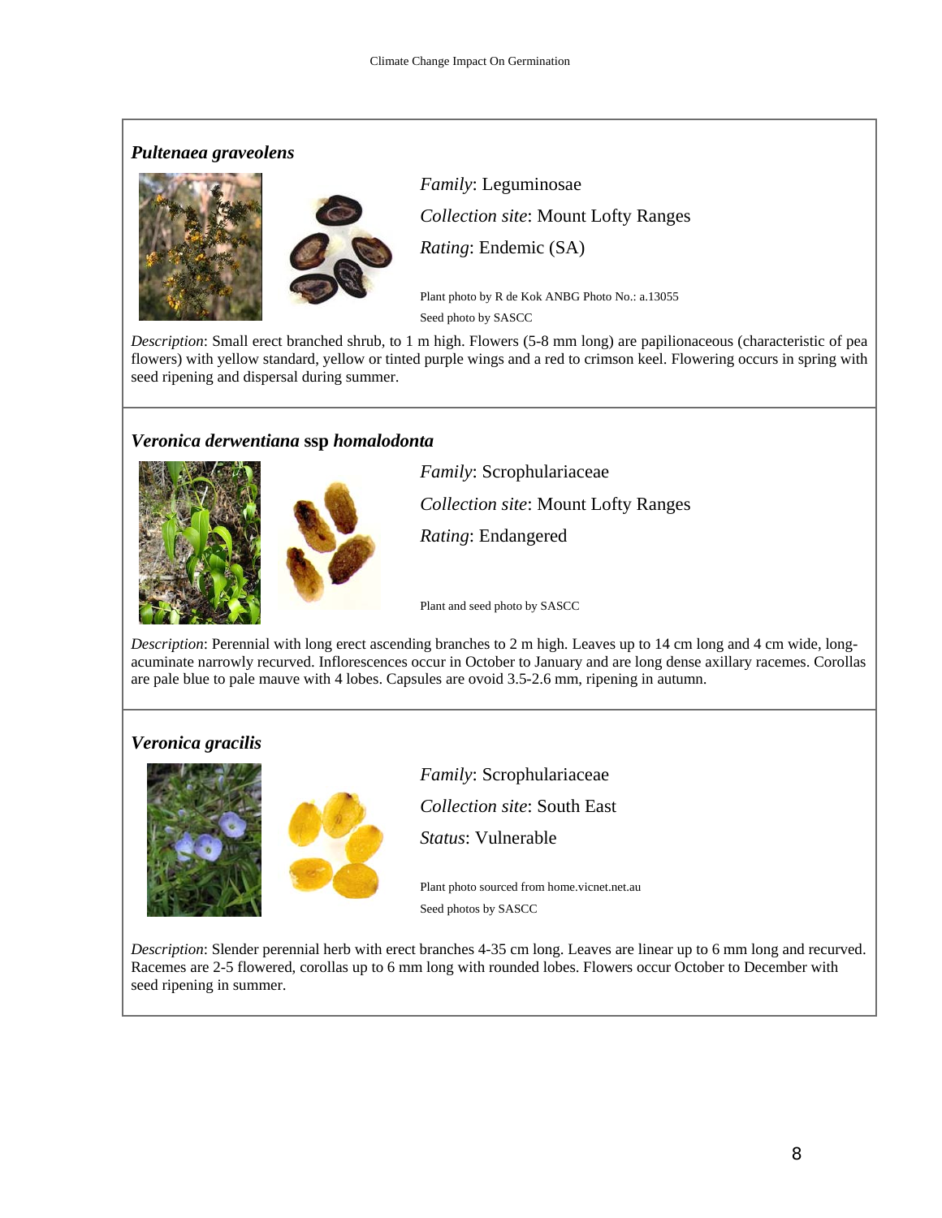### *Pultenaea graveolens*

*Family*: Leguminosae

*Collection site*: Mount Lofty Ranges

*Rating*: Endemic (SA)

Plant photo by R de Kok ANBG Photo No.: a.13055
Seed photo by SASCC

*Description*: Small erect branched shrub, to 1 m high. Flowers (5-8 mm long) are papilionaceous (characteristic of pea flowers) with yellow standard, yellow or tinted purple wings and a red to crimson keel. Flowering occurs in spring with seed ripening and dispersal during summer.

### *Veronica derwentiana* ssp *homalodonta*

*Family*: Scrophulariaceae

*Collection site*: Mount Lofty Ranges

*Rating*: Endangered

Plant and seed photo by SASCC

*Description*: Perennial with long erect ascending branches to 2 m high. Leaves up to 14 cm long and 4 cm wide, long-acuminate narrowly recurved. Inflorescences occur in October to January and are long dense axillary racemes. Corollas are pale blue to pale mauve with 4 lobes. Capsules are ovoid 3.5-2.6 mm, ripening in autumn.

### *Veronica gracilis*

*Family*: Scrophulariaceae

*Collection site*: South East

*Status*: Vulnerable

Plant photo sourced from home.vicnet.net.au
Seed photos by SASCC

*Description*: Slender perennial herb with erect branches 4-35 cm long. Leaves are linear up to 6 mm long and recurved. Racemes are 2-5 flowered, corollas up to 6 mm long with rounded lobes. Flowers occur October to December with seed ripening in summer.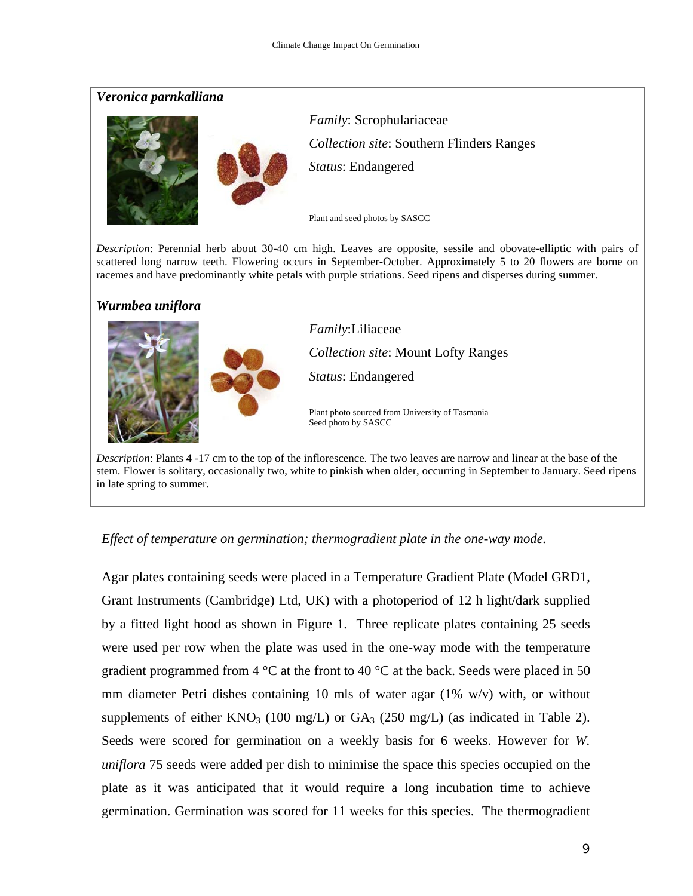### *Veronica parnkalliana*

*Family*: Scrophulariaceae

*Collection site*: Southern Flinders Ranges

*Status*: Endangered

Plant and seed photos by SASCC

*Description*: Perennial herb about 30-40 cm high. Leaves are opposite, sessile and obovate-elliptic with pairs of scattered long narrow teeth. Flowering occurs in September-October. Approximately 5 to 20 flowers are borne on racemes and have predominantly white petals with purple striations. Seed ripens and disperses during summer.

### *Wurmbea uniflora*

*Family*:Liliaceae

*Collection site*: Mount Lofty Ranges

*Status*: Endangered

Plant photo sourced from University of Tasmania
Seed photo by SASCC

*Description*: Plants 4 -17 cm to the top of the inflorescence. The two leaves are narrow and linear at the base of the stem. Flower is solitary, occasionally two, white to pinkish when older, occurring in September to January. Seed ripens in late spring to summer.

*Effect of temperature on germination; thermogradient plate in the one-way mode.*

Agar plates containing seeds were placed in a Temperature Gradient Plate (Model GRD1, Grant Instruments (Cambridge) Ltd, UK) with a photoperiod of 12 h light/dark supplied by a fitted light hood as shown in Figure 1. Three replicate plates containing 25 seeds were used per row when the plate was used in the one-way mode with the temperature gradient programmed from 4 °C at the front to 40 °C at the back. Seeds were placed in 50 mm diameter Petri dishes containing 10 mls of water agar (1% w/v) with, or without supplements of either $KNO_3$ (100 mg/L) or $GA_3$ (250 mg/L) (as indicated in Table 2). Seeds were scored for germination on a weekly basis for 6 weeks. However for *W. uniflora* 75 seeds were added per dish to minimise the space this species occupied on the plate as it was anticipated that it would require a long incubation time to achieve germination. Germination was scored for 11 weeks for this species. The thermogradient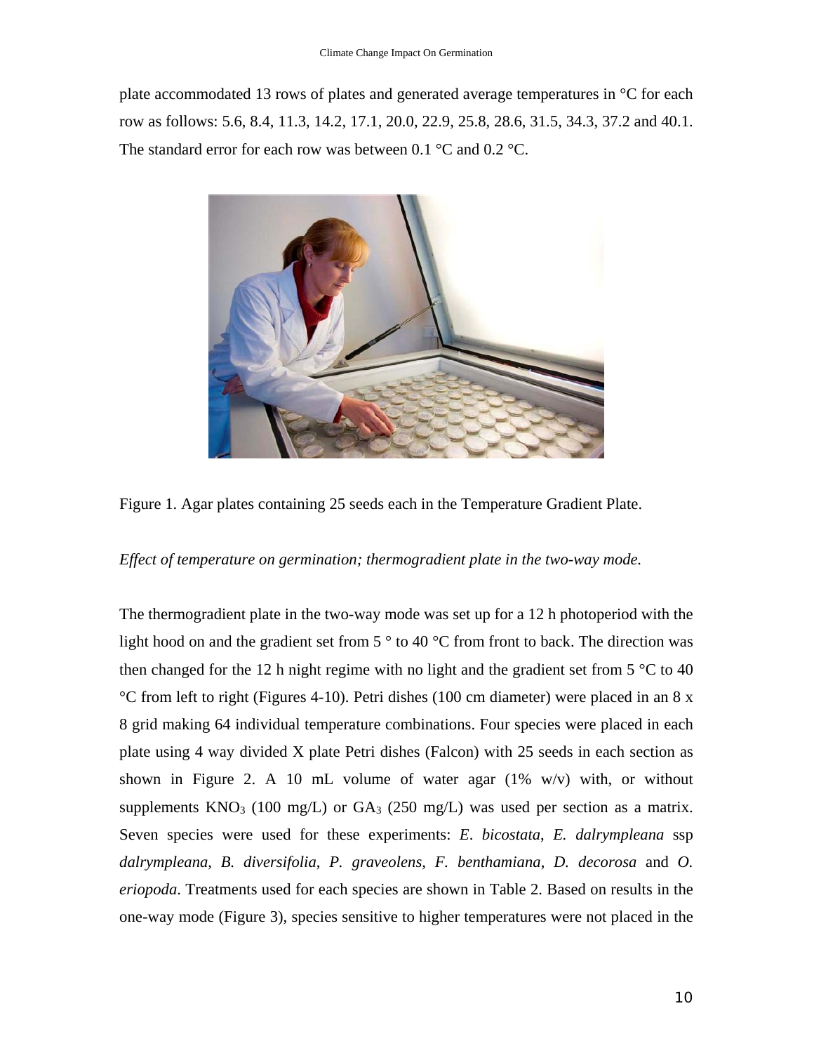plate accommodated 13 rows of plates and generated average temperatures in °C for each row as follows: 5.6, 8.4, 11.3, 14.2, 17.1, 20.0, 22.9, 25.8, 28.6, 31.5, 34.3, 37.2 and 40.1. The standard error for each row was between 0.1 °C and 0.2 °C.

Figure 1. Agar plates containing 25 seeds each in the Temperature Gradient Plate.

*Effect of temperature on germination; thermogradient plate in the two-way mode.*

The thermogradient plate in the two-way mode was set up for a 12 h photoperiod with the light hood on and the gradient set from 5 ° to 40 °C from front to back. The direction was then changed for the 12 h night regime with no light and the gradient set from 5 °C to 40 °C from left to right (Figures 4-10). Petri dishes (100 cm diameter) were placed in an 8 x 8 grid making 64 individual temperature combinations. Four species were placed in each plate using 4 way divided X plate Petri dishes (Falcon) with 25 seeds in each section as shown in Figure 2. A 10 mL volume of water agar (1% w/v) with, or without supplements $KNO_3$ (100 mg/L) or $GA_3$ (250 mg/L) was used per section as a matrix. Seven species were used for these experiments: *E. bicostata*, *E. dalrympleana* ssp *dalrympleana*, *B. diversifolia*, *P. graveolens*, *F. benthamiana*, *D. decorosa* and *O. eriopoda*. Treatments used for each species are shown in Table 2. Based on results in the one-way mode (Figure 3), species sensitive to higher temperatures were not placed in the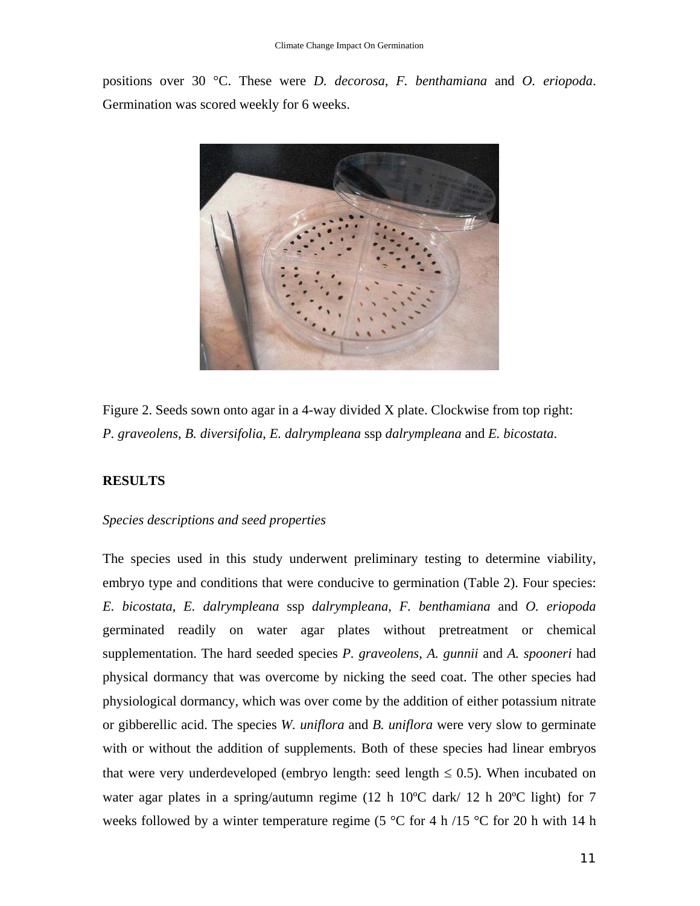positions over 30 °C. These were *D. decorosa*, *F. benthamiana* and *O. eriopoda*. Germination was scored weekly for 6 weeks.

Figure 2. Seeds sown onto agar in a 4-way divided X plate. Clockwise from top right: *P. graveolens*, *B. diversifolia*, *E. dalrympleana* ssp *dalrympleana* and *E. bicostata*.

## RESULTS

### *Species descriptions and seed properties*

The species used in this study underwent preliminary testing to determine viability, embryo type and conditions that were conducive to germination (Table 2). Four species: *E. bicostata*, *E. dalrympleana* ssp *dalrympleana*, *F. benthamiana* and *O. eriopoda* germinated readily on water agar plates without pretreatment or chemical supplementation. The hard seeded species *P. graveolens*, *A. gunnii* and *A. spooneri* had physical dormancy that was overcome by nicking the seed coat. The other species had physiological dormancy, which was over come by the addition of either potassium nitrate or gibberellic acid. The species *W. uniflora* and *B. uniflora* were very slow to germinate with or without the addition of supplements. Both of these species had linear embryos that were very underdeveloped (embryo length: seed length $\leq 0.5$). When incubated on water agar plates in a spring/autumn regime (12 h 10ºC dark/ 12 h 20ºC light) for 7 weeks followed by a winter temperature regime (5 °C for 4 h /15 °C for 20 h with 14 h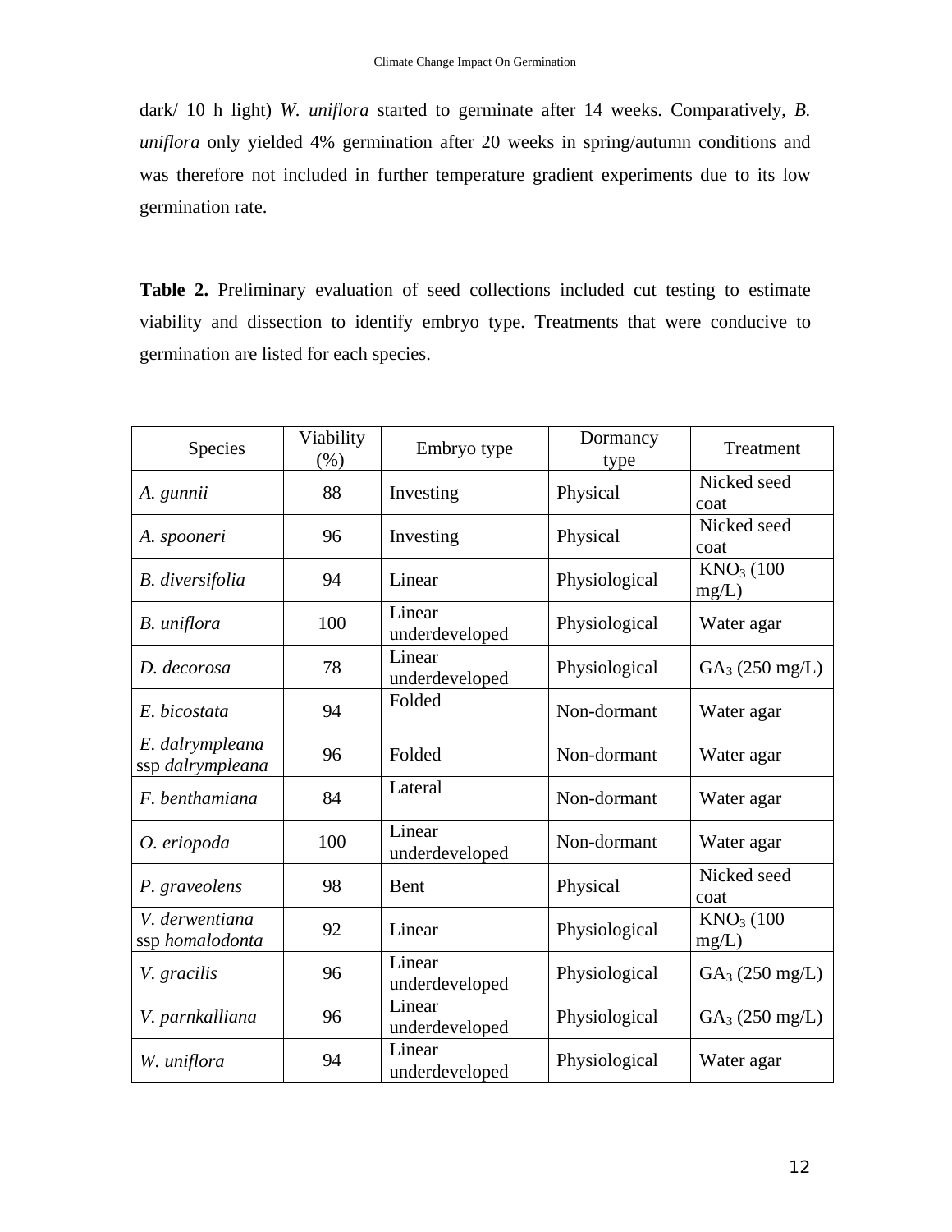dark/ 10 h light) *W. uniflora* started to germinate after 14 weeks. Comparatively, *B. uniflora* only yielded 4% germination after 20 weeks in spring/autumn conditions and was therefore not included in further temperature gradient experiments due to its low germination rate.

**Table 2.** Preliminary evaluation of seed collections included cut testing to estimate viability and dissection to identify embryo type. Treatments that were conducive to germination are listed for each species.

| Species | Viability (%) | Embryo type | Dormancy type | Treatment |
| --- | --- | --- | --- | --- |
| *A. gunnii* | 88 | Investing | Physical | Nicked seed coat |
| *A. spooneri* | 96 | Investing | Physical | Nicked seed coat |
| *B. diversifolia* | 94 | Linear | Physiological | $KNO_3$ (100 mg/L) |
| *B. uniflora* | 100 | Linear underdeveloped | Physiological | Water agar |
| *D. decorosa* | 78 | Linear underdeveloped | Physiological | $GA_3$ (250 mg/L) |
| *E. bicostata* | 94 | Folded | Non-dormant | Water agar |
| *E. dalrympleana* ssp *dalrympleana* | 96 | Folded | Non-dormant | Water agar |
| *F. benthamiana* | 84 | Lateral | Non-dormant | Water agar |
| *O. eriopoda* | 100 | Linear underdeveloped | Non-dormant | Water agar |
| *P. graveolens* | 98 | Bent | Physical | Nicked seed coat |
| *V. derwentiana* ssp *homalodonta* | 92 | Linear | Physiological | $KNO_3$ (100 mg/L) |
| *V. gracilis* | 96 | Linear underdeveloped | Physiological | $GA_3$ (250 mg/L) |
| *V. parnkalliana* | 96 | Linear underdeveloped | Physiological | $GA_3$ (250 mg/L) |
| *W. uniflora* | 94 | Linear underdeveloped | Physiological | Water agar |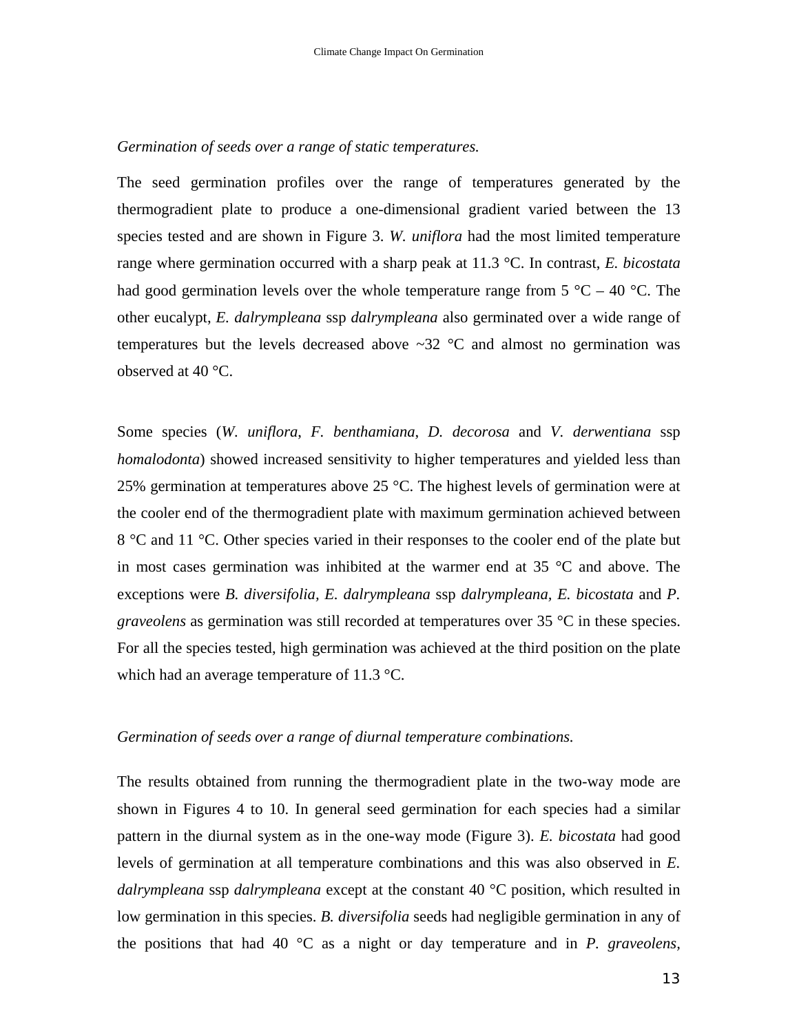*Germination of seeds over a range of static temperatures.*

The seed germination profiles over the range of temperatures generated by the thermogradient plate to produce a one-dimensional gradient varied between the 13 species tested and are shown in Figure 3. *W. uniflora* had the most limited temperature range where germination occurred with a sharp peak at 11.3 °C. In contrast, *E. bicostata* had good germination levels over the whole temperature range from 5 °C – 40 °C. The other eucalypt, *E. dalrympleana* ssp *dalrympleana* also germinated over a wide range of temperatures but the levels decreased above ~32 °C and almost no germination was observed at 40 °C.

Some species (*W. uniflora*, *F. benthamiana*, *D. decorosa* and *V. derwentiana* ssp *homalodonta*) showed increased sensitivity to higher temperatures and yielded less than 25% germination at temperatures above 25 °C. The highest levels of germination were at the cooler end of the thermogradient plate with maximum germination achieved between 8 °C and 11 °C. Other species varied in their responses to the cooler end of the plate but in most cases germination was inhibited at the warmer end at 35 °C and above. The exceptions were *B. diversifolia*, *E. dalrympleana* ssp *dalrympleana*, *E. bicostata* and *P. graveolens* as germination was still recorded at temperatures over 35 °C in these species. For all the species tested, high germination was achieved at the third position on the plate which had an average temperature of 11.3 °C.

*Germination of seeds over a range of diurnal temperature combinations.*

The results obtained from running the thermogradient plate in the two-way mode are shown in Figures 4 to 10. In general seed germination for each species had a similar pattern in the diurnal system as in the one-way mode (Figure 3). *E. bicostata* had good levels of germination at all temperature combinations and this was also observed in *E. dalrympleana* ssp *dalrympleana* except at the constant 40 °C position, which resulted in low germination in this species. *B. diversifolia* seeds had negligible germination in any of the positions that had 40 °C as a night or day temperature and in *P. graveolens*,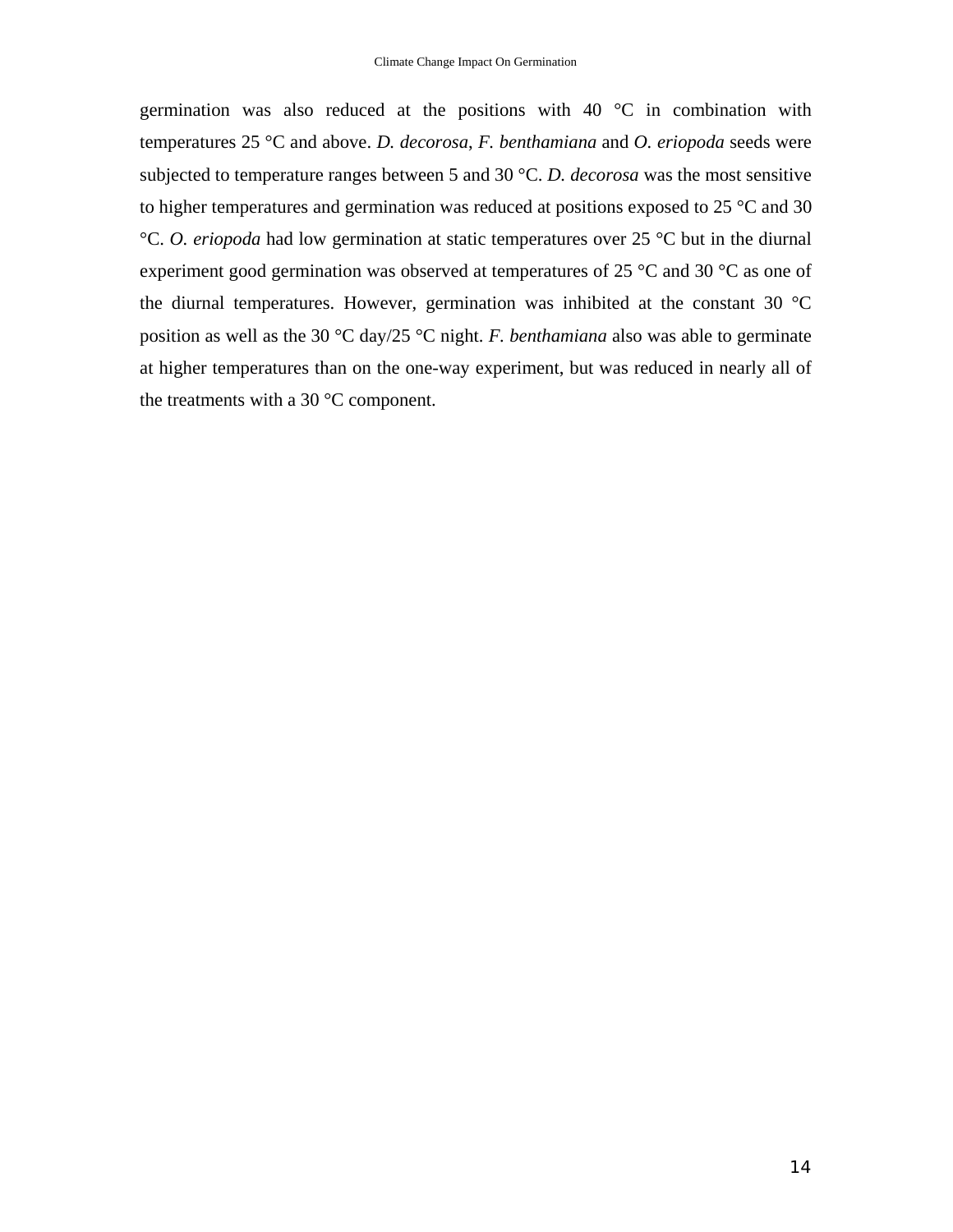germination was also reduced at the positions with 40 °C in combination with temperatures 25 °C and above. *D. decorosa*, *F. benthamiana* and *O. eriopoda* seeds were subjected to temperature ranges between 5 and 30 °C. *D. decorosa* was the most sensitive to higher temperatures and germination was reduced at positions exposed to 25 °C and 30 °C. *O. eriopoda* had low germination at static temperatures over 25 °C but in the diurnal experiment good germination was observed at temperatures of 25 °C and 30 °C as one of the diurnal temperatures. However, germination was inhibited at the constant 30 °C position as well as the 30 °C day/25 °C night. *F. benthamiana* also was able to germinate at higher temperatures than on the one-way experiment, but was reduced in nearly all of the treatments with a 30 °C component.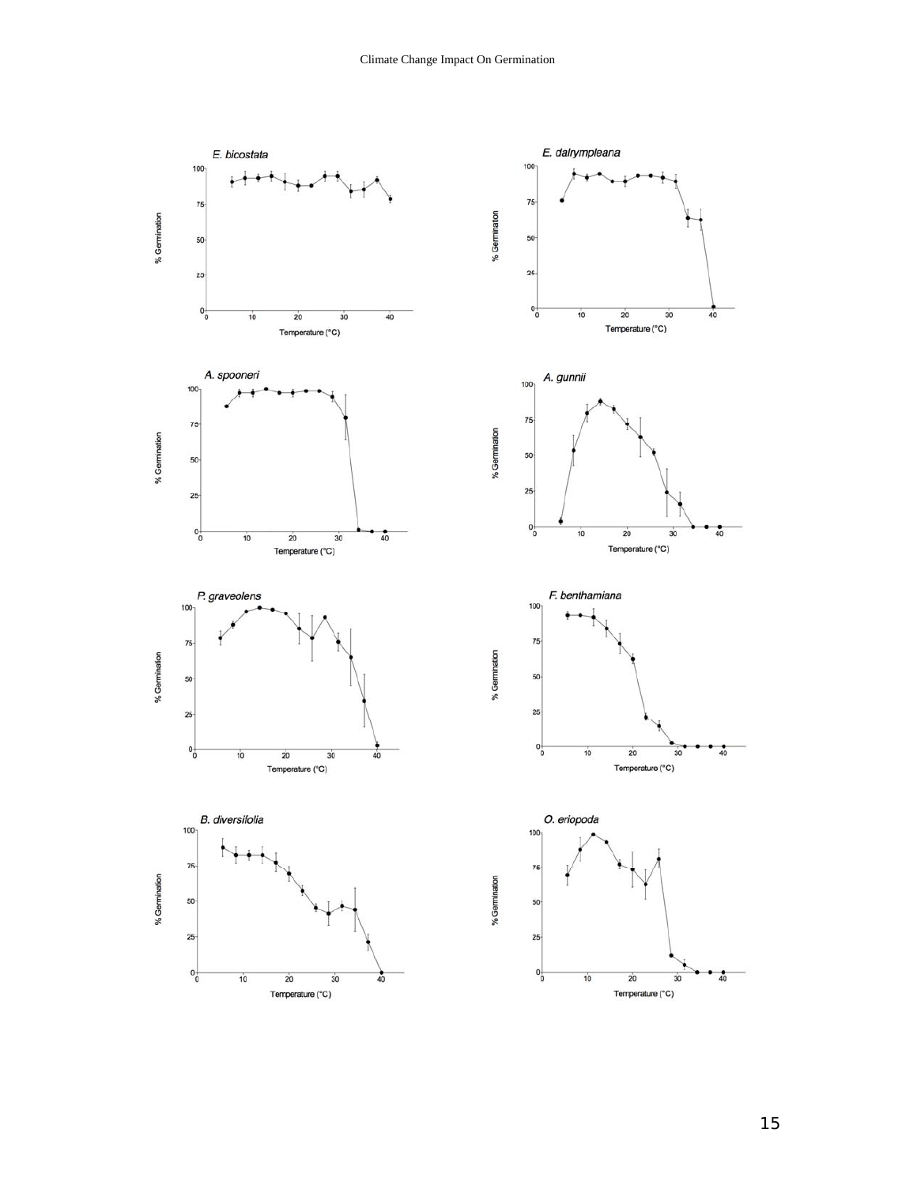*E. bicostata*

*E. dalrympleana*

*A. spooneri*

*A. gunnii*

*P. graveolens*

*F. benthamiana*

*B. diversifolia*

*O. eriopoda*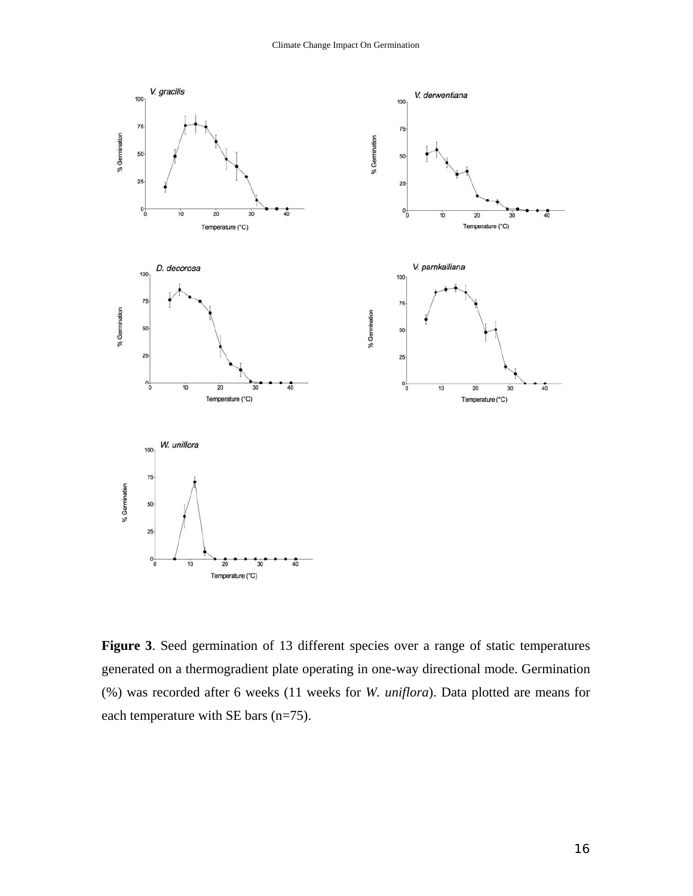**Figure 3**. Seed germination of 13 different species over a range of static temperatures generated on a thermogradient plate operating in one-way directional mode. Germination (%) was recorded after 6 weeks (11 weeks for *W. uniflora*). Data plotted are means for each temperature with SE bars (n=75).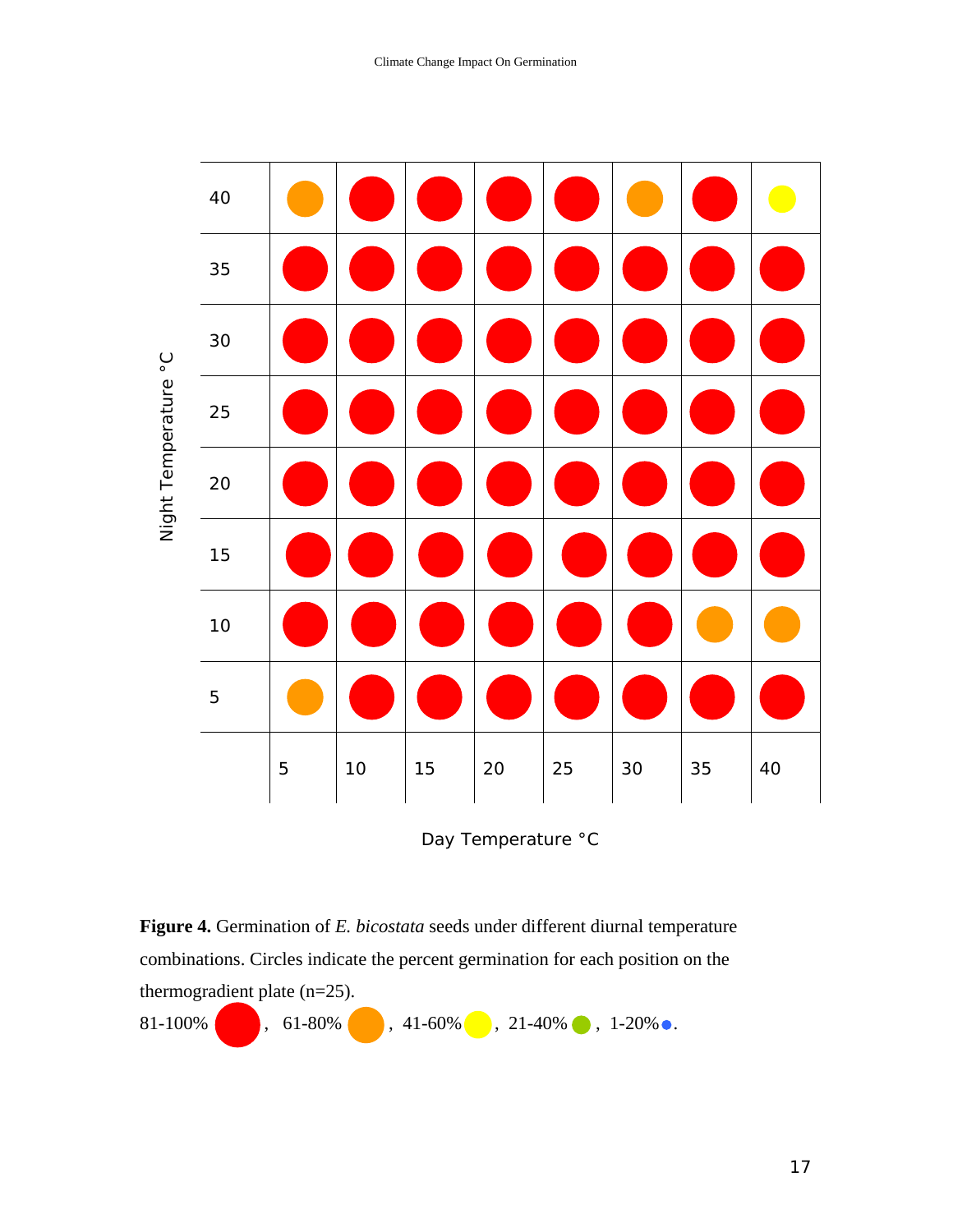**Figure 4.** Germination of *E. bicostata* seeds under different diurnal temperature combinations. Circles indicate the percent germination for each position on the thermogradient plate (n=25).

81-100% ●, 61-80% ●, 41-60% ●, 21-40% ●, 1-20% ●.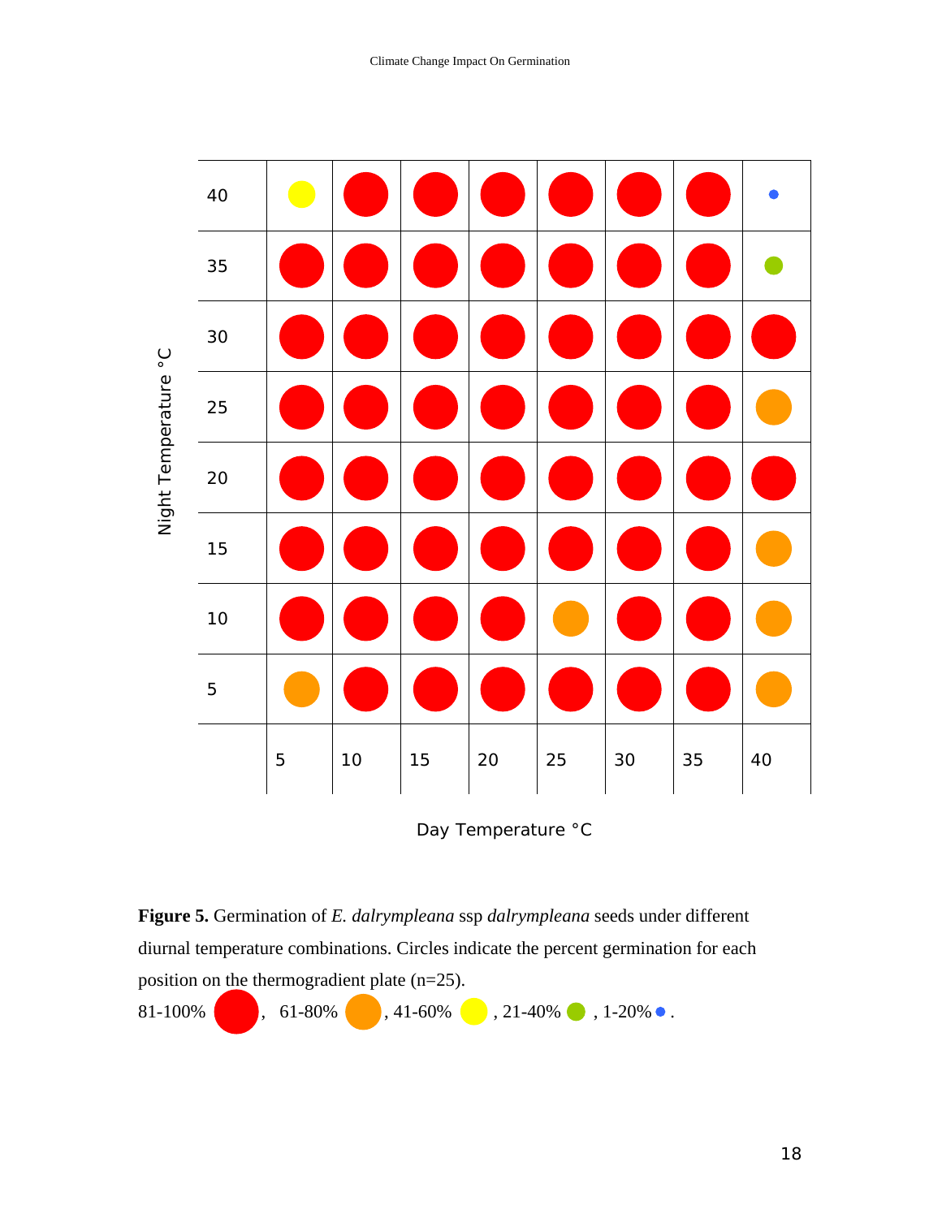**Figure 5.** Germination of *E. dalrympleana* ssp *dalrympleana* seeds under different diurnal temperature combinations. Circles indicate the percent germination for each position on the thermogradient plate (n=25).

81-100% , 61-80% , 41-60% , 21-40% , 1-20% .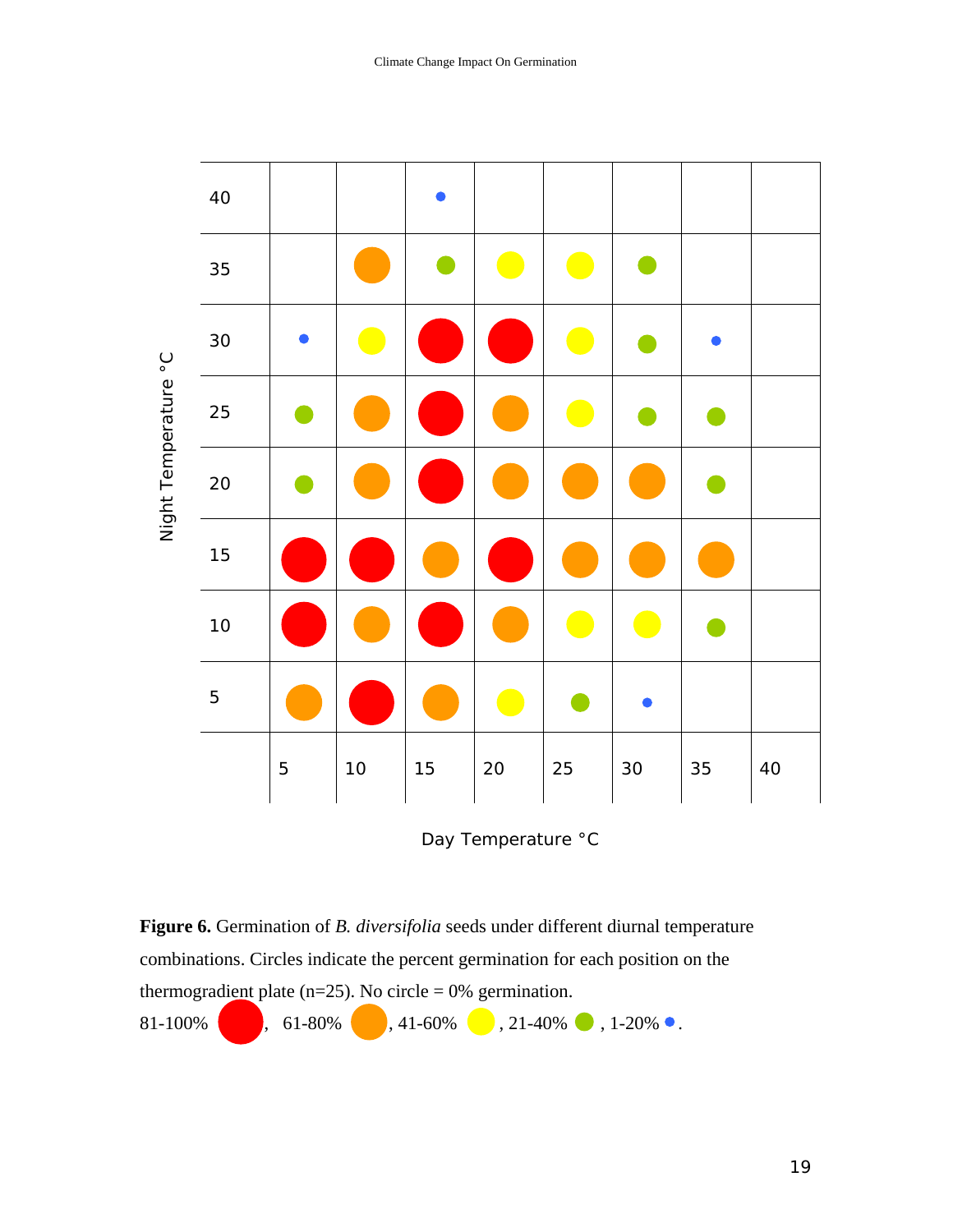**Figure 6.** Germination of *B. diversifolia* seeds under different diurnal temperature combinations. Circles indicate the percent germination for each position on the thermogradient plate (n=25). No circle = 0% germination.

81-100% ●, 61-80% ●, 41-60% ●, 21-40% ●, 1-20% ●.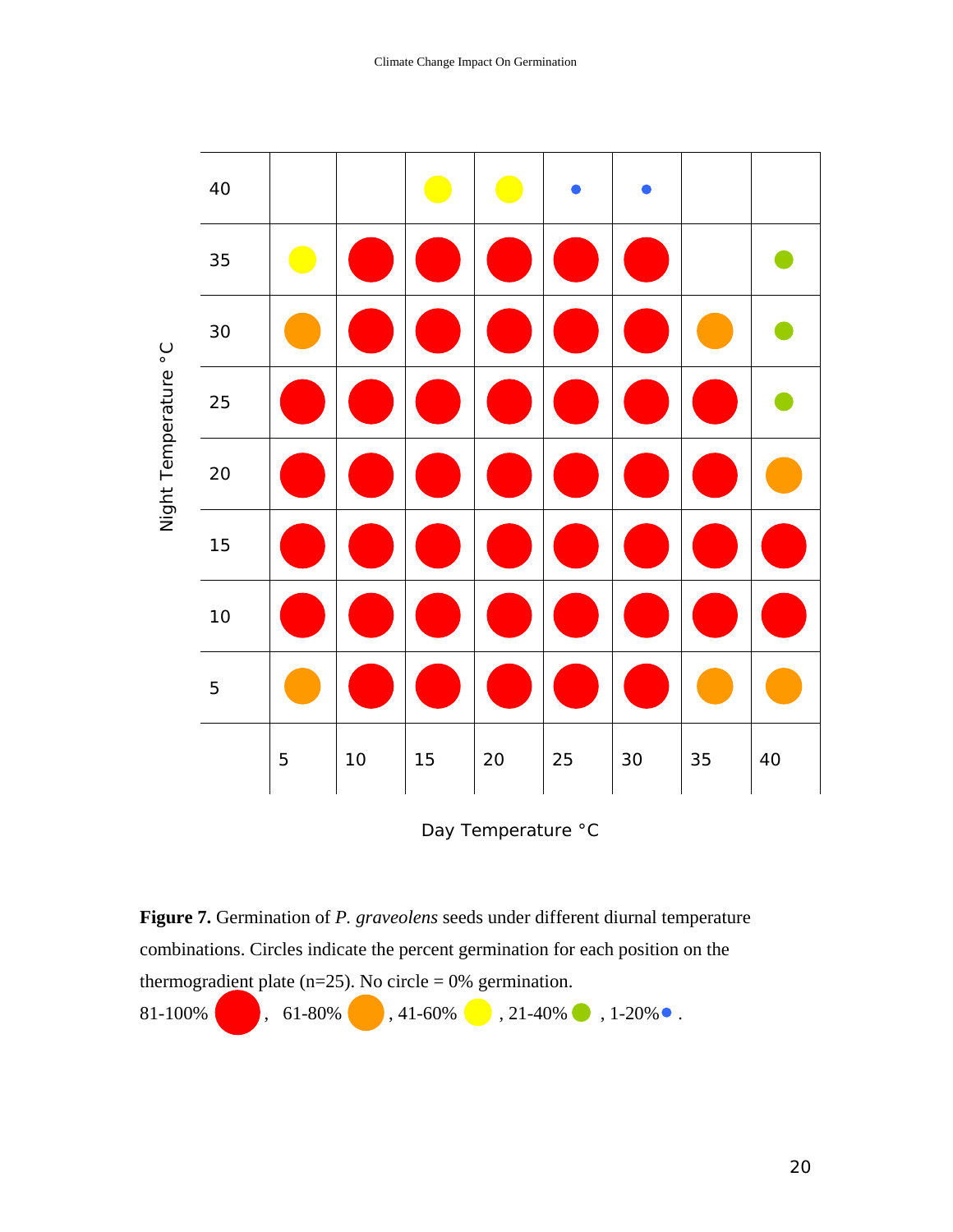**Figure 7.** Germination of *P. graveolens* seeds under different diurnal temperature combinations. Circles indicate the percent germination for each position on the thermogradient plate (n=25). No circle = 0% germination.
81-100%, 61-80%, 41-60%, 21-40%, 1-20%.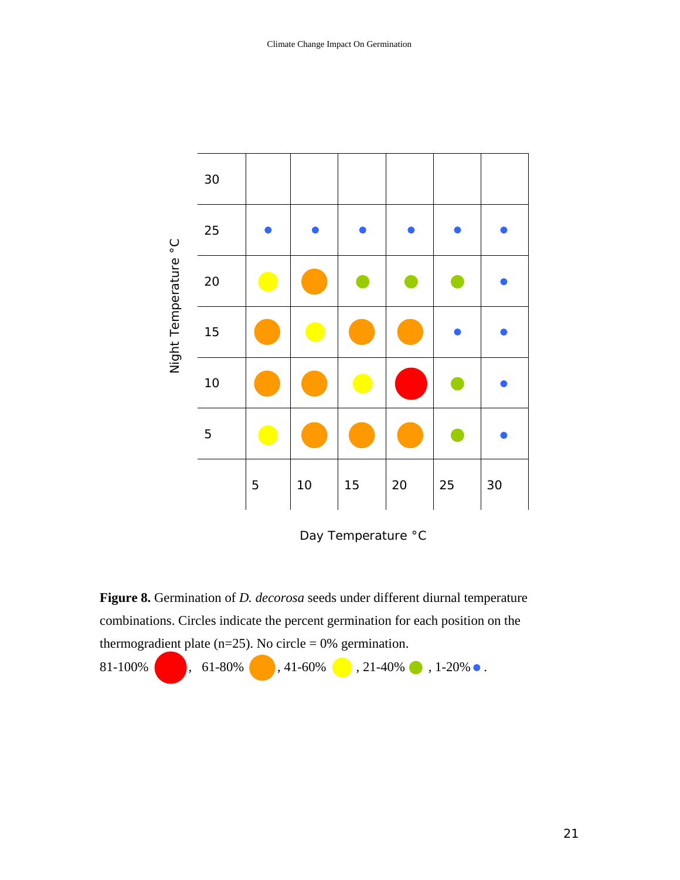**Figure 8.** Germination of *D. decorosa* seeds under different diurnal temperature combinations. Circles indicate the percent germination for each position on the thermogradient plate (n=25). No circle = 0% germination.

81-100% (red), 61-80% (orange), 41-60% (yellow), 21-40% (green), 1-20% (blue).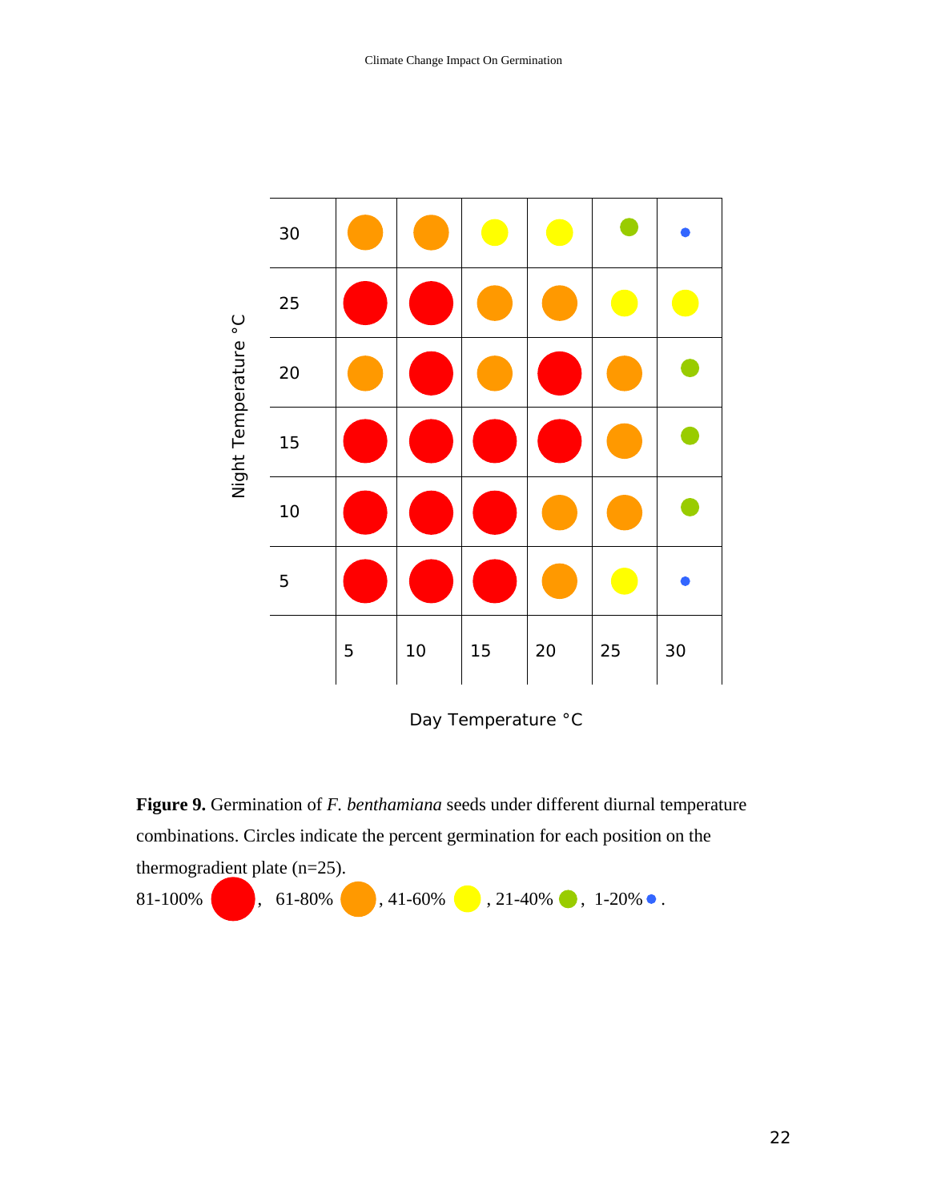**Figure 9.** Germination of *F. benthamiana* seeds under different diurnal temperature combinations. Circles indicate the percent germination for each position on the thermogradient plate (n=25).
81-100% , 61-80% , 41-60% , 21-40% , 1-20% .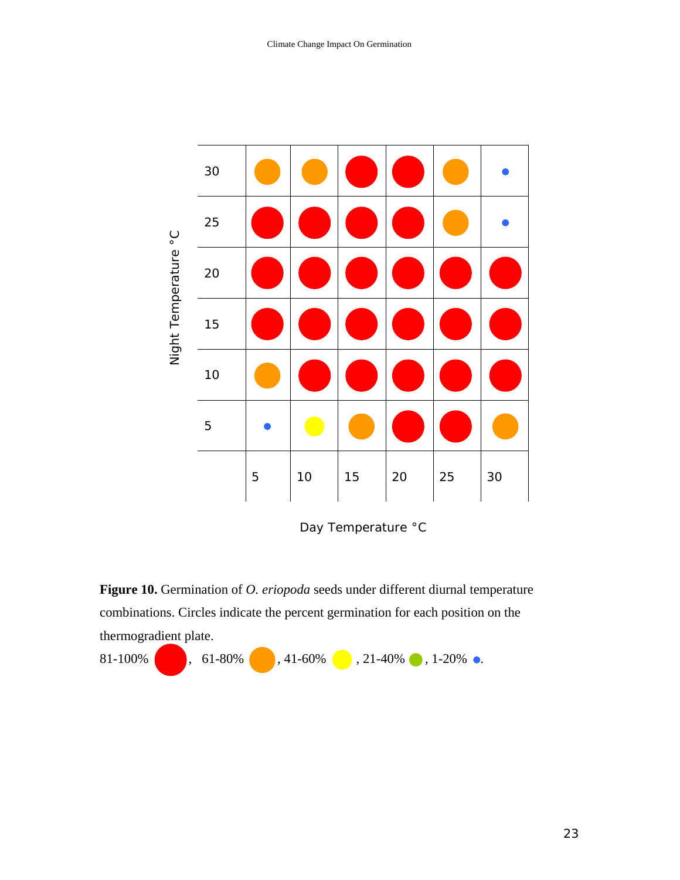Figure 10. Germination of *O. eriopoda* seeds under different diurnal temperature combinations. Circles indicate the percent germination for each position on the thermogradient plate.

81-100% ●, 61-80% ●, 41-60% ●, 21-40% ●, 1-20% ●.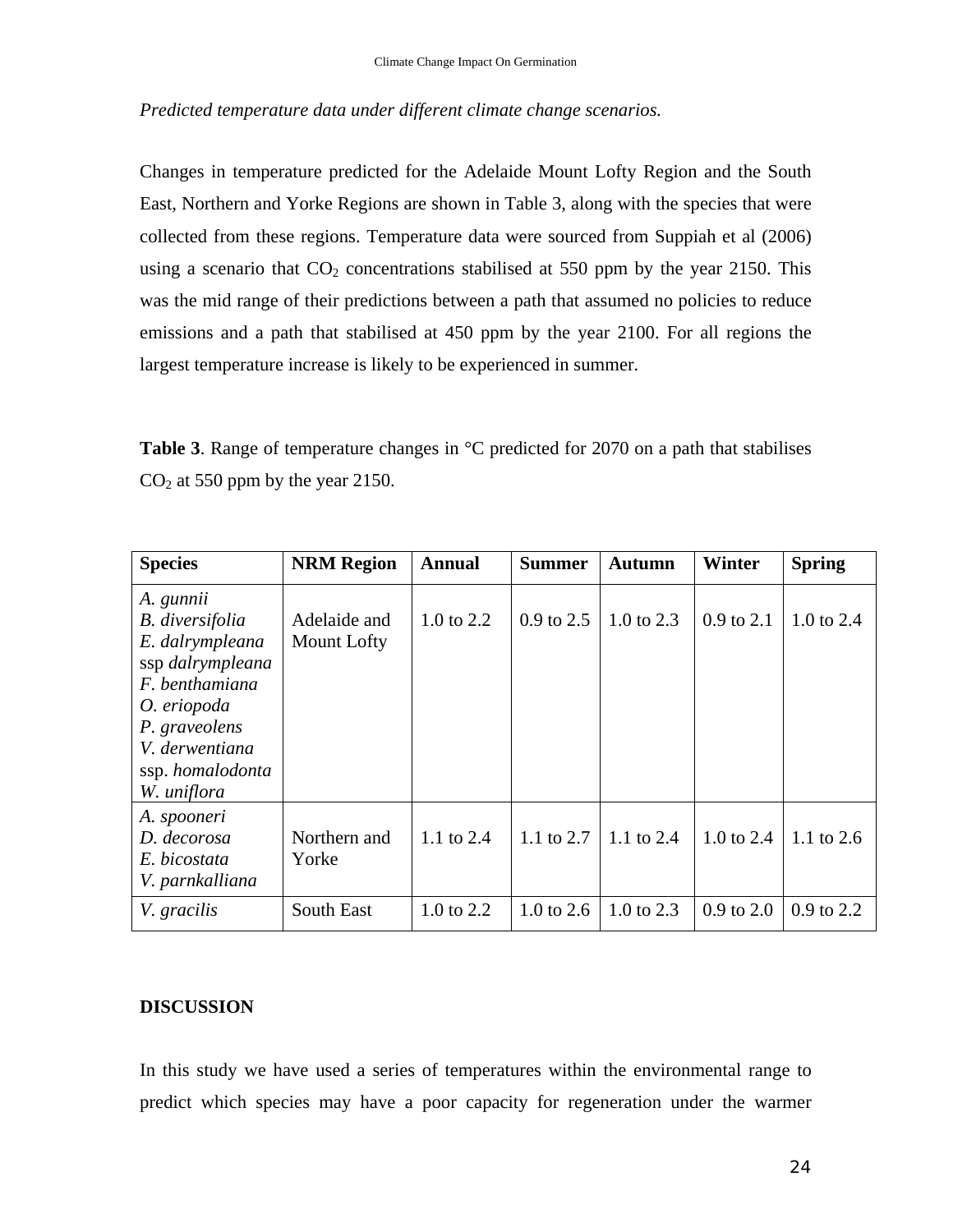*Predicted temperature data under different climate change scenarios.*

Changes in temperature predicted for the Adelaide Mount Lofty Region and the South East, Northern and Yorke Regions are shown in Table 3, along with the species that were collected from these regions. Temperature data were sourced from Suppiah et al (2006) using a scenario that $CO_2$ concentrations stabilised at 550 ppm by the year 2150. This was the mid range of their predictions between a path that assumed no policies to reduce emissions and a path that stabilised at 450 ppm by the year 2100. For all regions the largest temperature increase is likely to be experienced in summer.

**Table 3**. Range of temperature changes in °C predicted for 2070 on a path that stabilises $CO_2$ at 550 ppm by the year 2150.

| Species | NRM Region | Annual | Summer | Autumn | Winter | Spring |
|---|---|---|---|---|---|---|
| *A. gunnii*<br>*B. diversifolia*<br>*E. dalrympleana* ssp *dalrympleana*<br>*F. benthamiana*<br>*O. eriopoda*<br>*P. graveolens*<br>*V. derwentiana* ssp. *homalodonta*<br>*W. uniflora* | Adelaide and Mount Lofty | 1.0 to 2.2 | 0.9 to 2.5 | 1.0 to 2.3 | 0.9 to 2.1 | 1.0 to 2.4 |
| *A. spooneri*<br>*D. decorosa*<br>*E. bicostata*<br>*V. parnkalliana* | Northern and Yorke | 1.1 to 2.4 | 1.1 to 2.7 | 1.1 to 2.4 | 1.0 to 2.4 | 1.1 to 2.6 |
| *V. gracilis* | South East | 1.0 to 2.2 | 1.0 to 2.6 | 1.0 to 2.3 | 0.9 to 2.0 | 0.9 to 2.2 |

## DISCUSSION

In this study we have used a series of temperatures within the environmental range to predict which species may have a poor capacity for regeneration under the warmer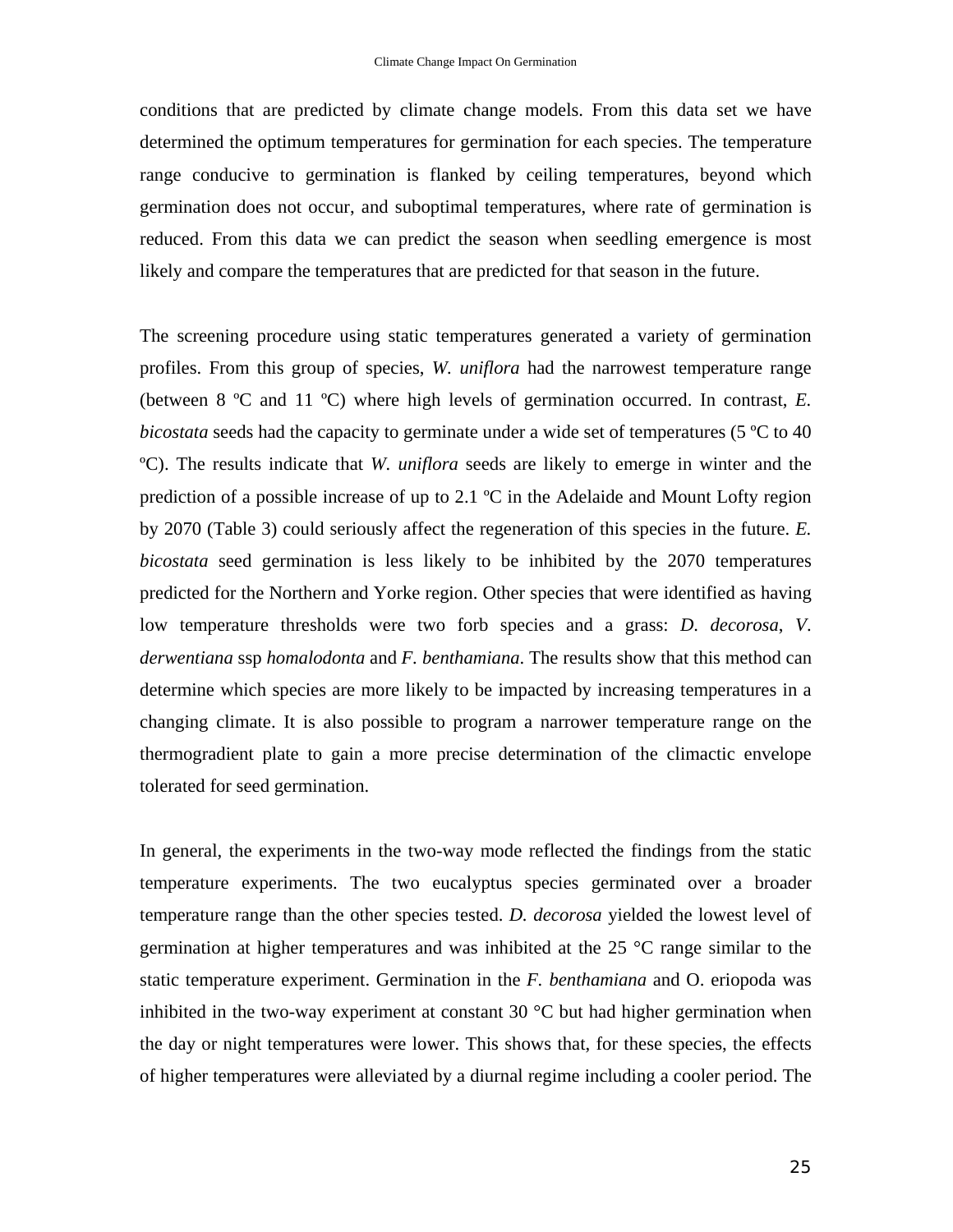conditions that are predicted by climate change models. From this data set we have determined the optimum temperatures for germination for each species. The temperature range conducive to germination is flanked by ceiling temperatures, beyond which germination does not occur, and suboptimal temperatures, where rate of germination is reduced. From this data we can predict the season when seedling emergence is most likely and compare the temperatures that are predicted for that season in the future.

The screening procedure using static temperatures generated a variety of germination profiles. From this group of species, *W. uniflora* had the narrowest temperature range (between 8 ºC and 11 ºC) where high levels of germination occurred. In contrast, *E. bicostata* seeds had the capacity to germinate under a wide set of temperatures (5 ºC to 40 ºC). The results indicate that *W. uniflora* seeds are likely to emerge in winter and the prediction of a possible increase of up to 2.1 ºC in the Adelaide and Mount Lofty region by 2070 (Table 3) could seriously affect the regeneration of this species in the future. *E. bicostata* seed germination is less likely to be inhibited by the 2070 temperatures predicted for the Northern and Yorke region. Other species that were identified as having low temperature thresholds were two forb species and a grass: *D. decorosa*, *V. derwentiana* ssp *homalodonta* and *F. benthamiana*. The results show that this method can determine which species are more likely to be impacted by increasing temperatures in a changing climate. It is also possible to program a narrower temperature range on the thermogradient plate to gain a more precise determination of the climactic envelope tolerated for seed germination.

In general, the experiments in the two-way mode reflected the findings from the static temperature experiments. The two eucalyptus species germinated over a broader temperature range than the other species tested. *D. decorosa* yielded the lowest level of germination at higher temperatures and was inhibited at the 25 °C range similar to the static temperature experiment. Germination in the *F. benthamiana* and O. eriopoda was inhibited in the two-way experiment at constant 30 °C but had higher germination when the day or night temperatures were lower. This shows that, for these species, the effects of higher temperatures were alleviated by a diurnal regime including a cooler period. The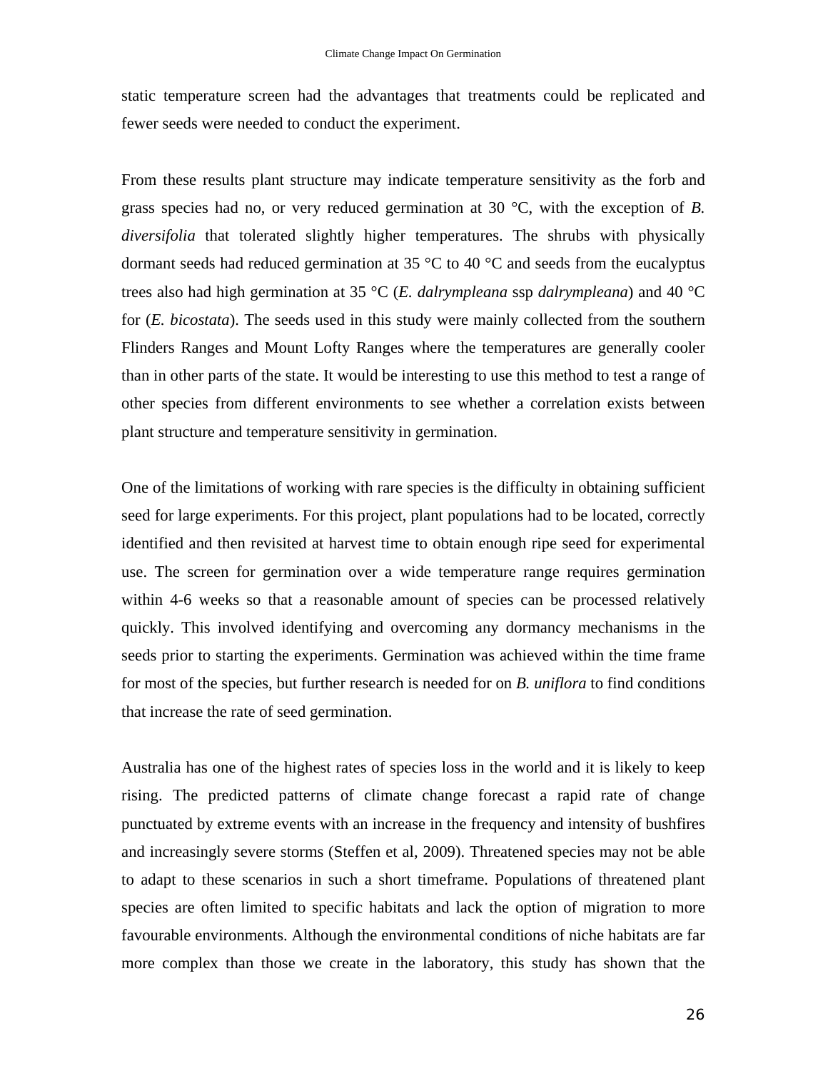static temperature screen had the advantages that treatments could be replicated and fewer seeds were needed to conduct the experiment.

From these results plant structure may indicate temperature sensitivity as the forb and grass species had no, or very reduced germination at 30 °C, with the exception of *B. diversifolia* that tolerated slightly higher temperatures. The shrubs with physically dormant seeds had reduced germination at 35 °C to 40 °C and seeds from the eucalyptus trees also had high germination at 35 °C (*E. dalrympleana* ssp *dalrympleana*) and 40 °C for (*E. bicostata*). The seeds used in this study were mainly collected from the southern Flinders Ranges and Mount Lofty Ranges where the temperatures are generally cooler than in other parts of the state. It would be interesting to use this method to test a range of other species from different environments to see whether a correlation exists between plant structure and temperature sensitivity in germination.

One of the limitations of working with rare species is the difficulty in obtaining sufficient seed for large experiments. For this project, plant populations had to be located, correctly identified and then revisited at harvest time to obtain enough ripe seed for experimental use. The screen for germination over a wide temperature range requires germination within 4-6 weeks so that a reasonable amount of species can be processed relatively quickly. This involved identifying and overcoming any dormancy mechanisms in the seeds prior to starting the experiments. Germination was achieved within the time frame for most of the species, but further research is needed for on *B. uniflora* to find conditions that increase the rate of seed germination.

Australia has one of the highest rates of species loss in the world and it is likely to keep rising. The predicted patterns of climate change forecast a rapid rate of change punctuated by extreme events with an increase in the frequency and intensity of bushfires and increasingly severe storms (Steffen et al, 2009). Threatened species may not be able to adapt to these scenarios in such a short timeframe. Populations of threatened plant species are often limited to specific habitats and lack the option of migration to more favourable environments. Although the environmental conditions of niche habitats are far more complex than those we create in the laboratory, this study has shown that the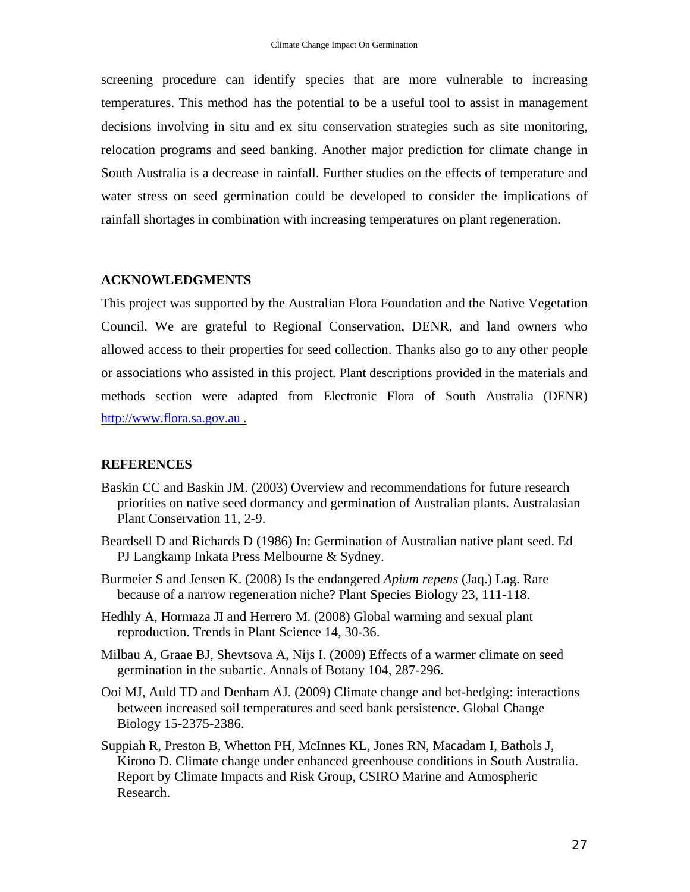screening procedure can identify species that are more vulnerable to increasing temperatures. This method has the potential to be a useful tool to assist in management decisions involving in situ and ex situ conservation strategies such as site monitoring, relocation programs and seed banking. Another major prediction for climate change in South Australia is a decrease in rainfall. Further studies on the effects of temperature and water stress on seed germination could be developed to consider the implications of rainfall shortages in combination with increasing temperatures on plant regeneration.

## ACKNOWLEDGMENTS

This project was supported by the Australian Flora Foundation and the Native Vegetation Council. We are grateful to Regional Conservation, DENR, and land owners who allowed access to their properties for seed collection. Thanks also go to any other people or associations who assisted in this project. Plant descriptions provided in the materials and methods section were adapted from Electronic Flora of South Australia (DENR) http://www.flora.sa.gov.au .

## REFERENCES

Baskin CC and Baskin JM. (2003) Overview and recommendations for future research priorities on native seed dormancy and germination of Australian plants. Australasian Plant Conservation 11, 2-9.

Beardsell D and Richards D (1986) In: Germination of Australian native plant seed. Ed PJ Langkamp Inkata Press Melbourne & Sydney.

Burmeier S and Jensen K. (2008) Is the endangered *Apium repens* (Jaq.) Lag. Rare because of a narrow regeneration niche? Plant Species Biology 23, 111-118.

Hedhly A, Hormaza JI and Herrero M. (2008) Global warming and sexual plant reproduction. Trends in Plant Science 14, 30-36.

Milbau A, Graae BJ, Shevtsova A, Nijs I. (2009) Effects of a warmer climate on seed germination in the subartic. Annals of Botany 104, 287-296.

Ooi MJ, Auld TD and Denham AJ. (2009) Climate change and bet-hedging: interactions between increased soil temperatures and seed bank persistence. Global Change Biology 15-2375-2386.

Suppiah R, Preston B, Whetton PH, McInnes KL, Jones RN, Macadam I, Bathols J, Kirono D. Climate change under enhanced greenhouse conditions in South Australia. Report by Climate Impacts and Risk Group, CSIRO Marine and Atmospheric Research.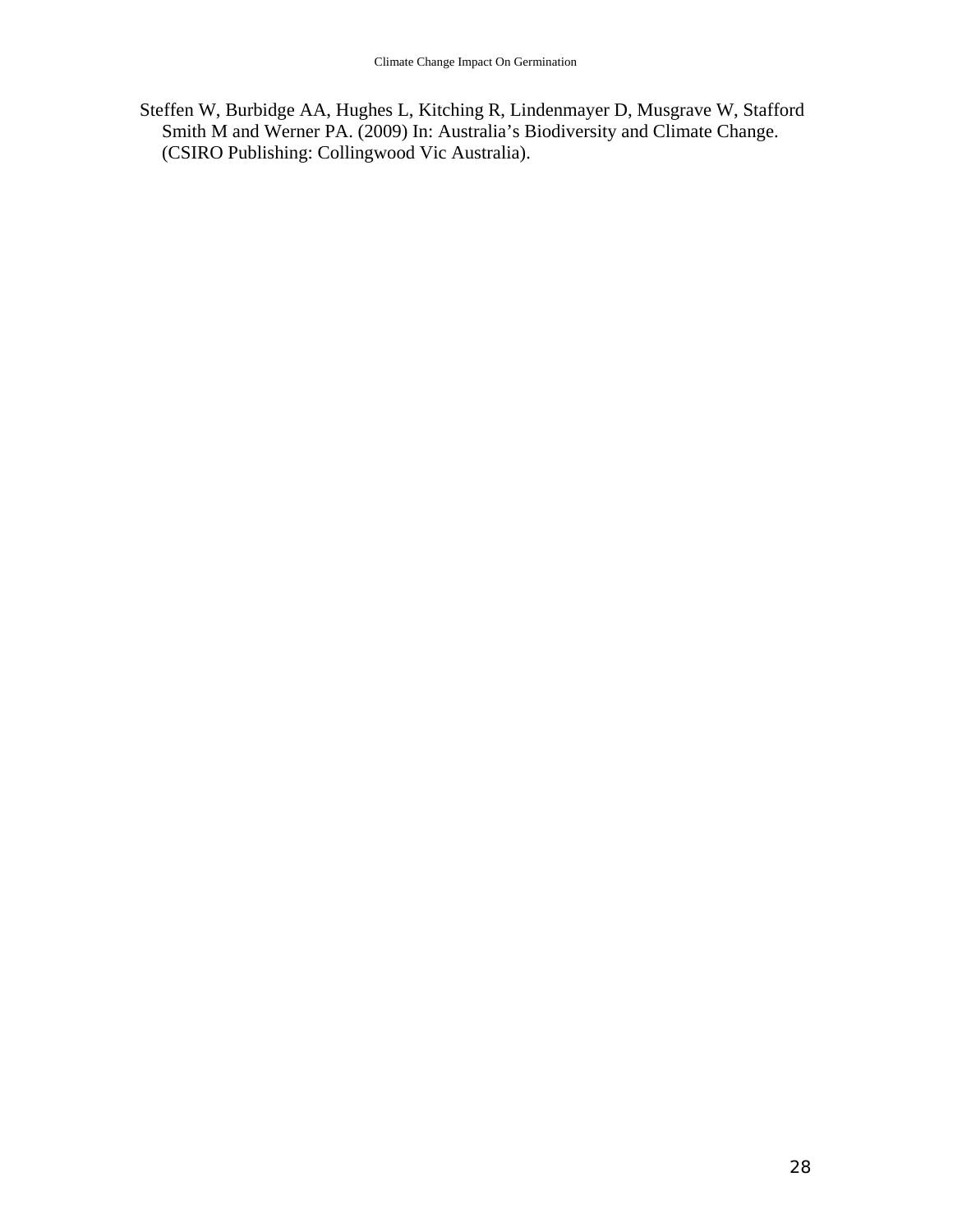Steffen W, Burbidge AA, Hughes L, Kitching R, Lindenmayer D, Musgrave W, Stafford Smith M and Werner PA. (2009) In: Australia's Biodiversity and Climate Change. (CSIRO Publishing: Collingwood Vic Australia).